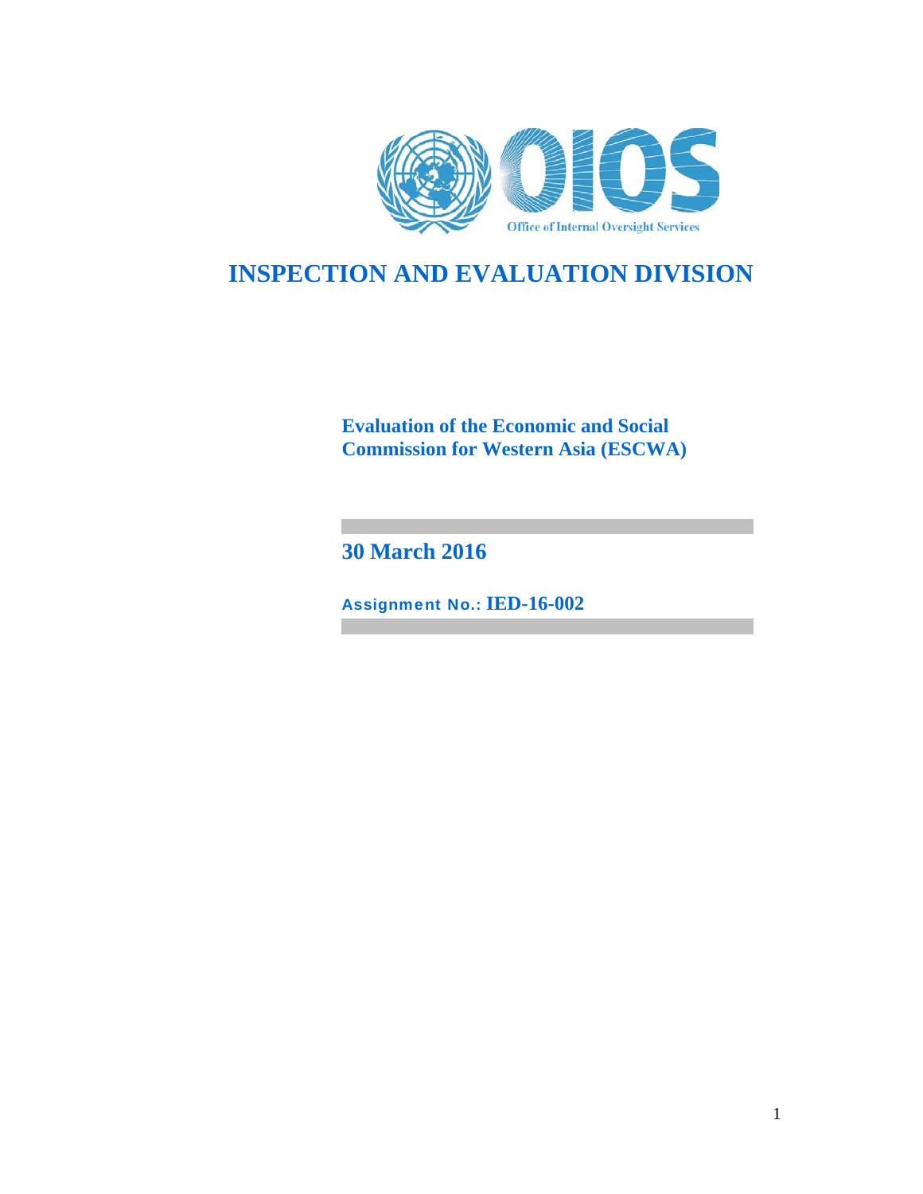Office of Internal Oversight Services

# INSPECTION AND EVALUATION DIVISION

**Evaluation of the Economic and Social Commission for Western Asia (ESCWA)**

**30 March 2016**

**Assignment No.: IED-16-002**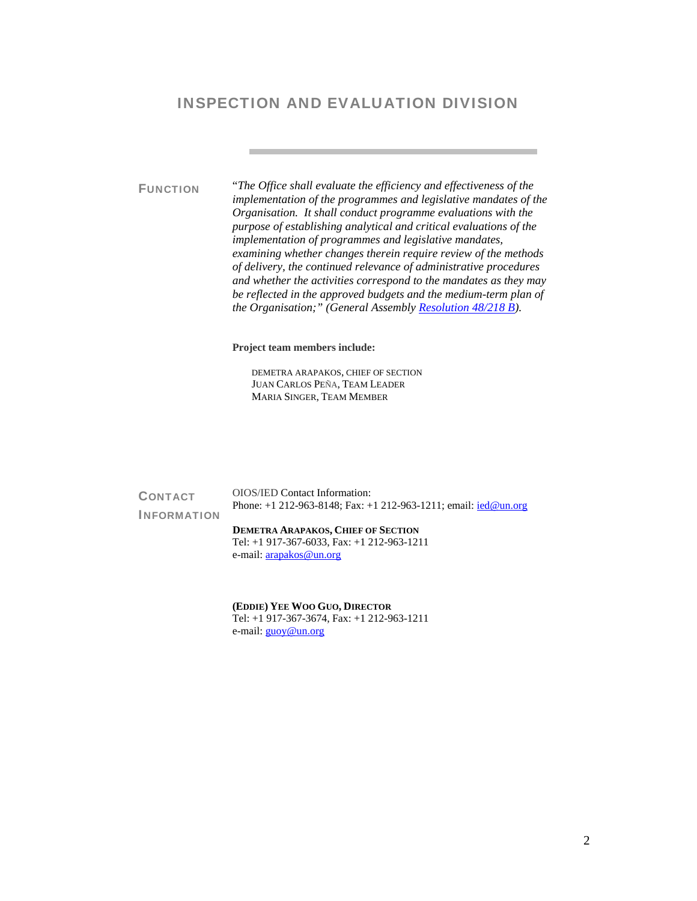# INSPECTION AND EVALUATION DIVISION

**FUNCTION**

"*The Office shall evaluate the efficiency and effectiveness of the implementation of the programmes and legislative mandates of the Organisation. It shall conduct programme evaluations with the purpose of establishing analytical and critical evaluations of the implementation of programmes and legislative mandates, examining whether changes therein require review of the methods of delivery, the continued relevance of administrative procedures and whether the activities correspond to the mandates as they may be reflected in the approved budgets and the medium-term plan of the Organisation;" (General Assembly Resolution 48/218 B).*

**Project team members include:**

DEMETRA ARAPAKOS, CHIEF OF SECTION
JUAN CARLOS PEÑA, TEAM LEADER
MARIA SINGER, TEAM MEMBER

**CONTACT INFORMATION**

OIOS/IED Contact Information:
Phone: +1 212-963-8148; Fax: +1 212-963-1211; email: ied@un.org

**DEMETRA ARAPAKOS, CHIEF OF SECTION**
Tel: +1 917-367-6033, Fax: +1 212-963-1211
e-mail: arapakos@un.org

**(EDDIE) YEE WOO GUO, DIRECTOR**
Tel: +1 917-367-3674, Fax: +1 212-963-1211
e-mail: guoy@un.org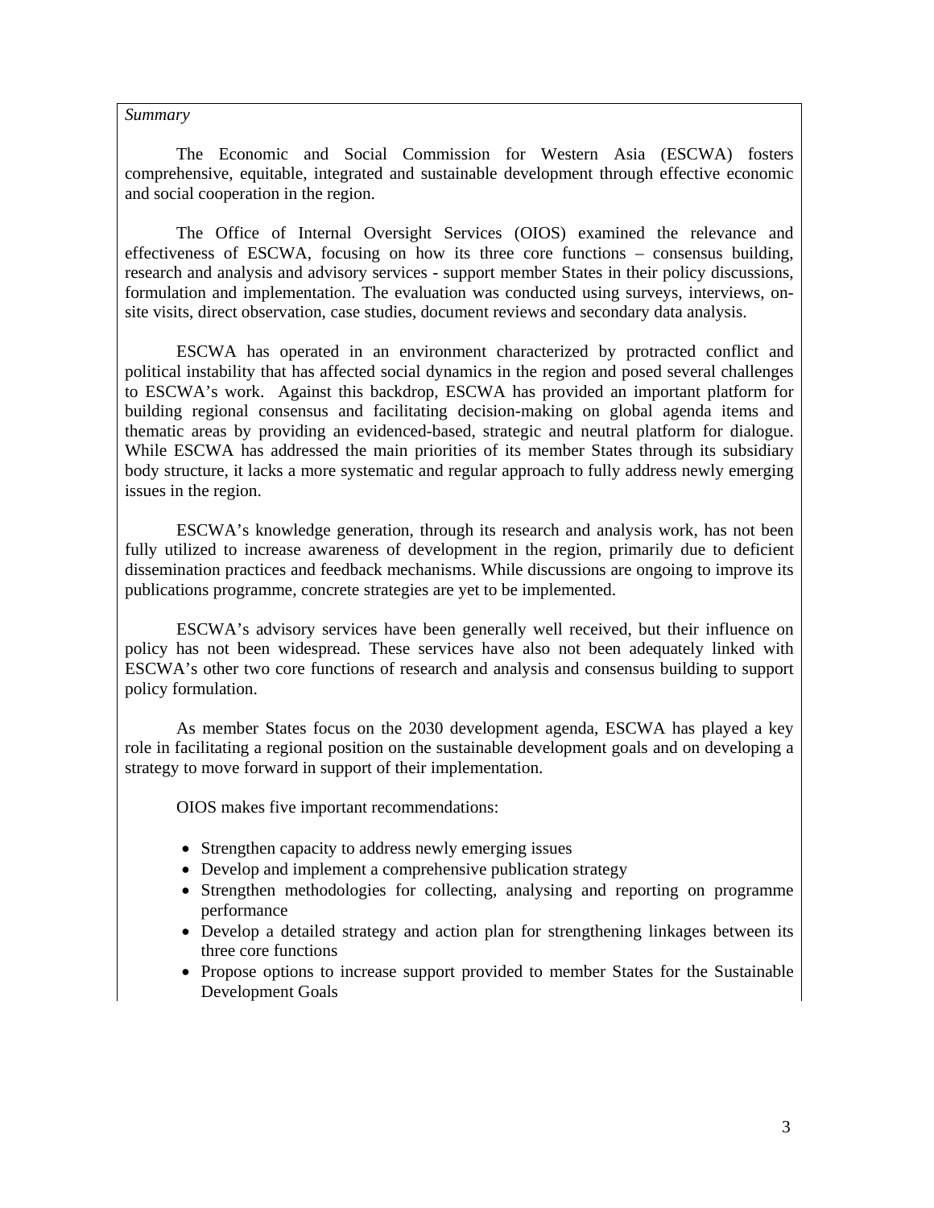*Summary*

The Economic and Social Commission for Western Asia (ESCWA) fosters comprehensive, equitable, integrated and sustainable development through effective economic and social cooperation in the region.

The Office of Internal Oversight Services (OIOS) examined the relevance and effectiveness of ESCWA, focusing on how its three core functions – consensus building, research and analysis and advisory services - support member States in their policy discussions, formulation and implementation. The evaluation was conducted using surveys, interviews, on-site visits, direct observation, case studies, document reviews and secondary data analysis.

ESCWA has operated in an environment characterized by protracted conflict and political instability that has affected social dynamics in the region and posed several challenges to ESCWA's work. Against this backdrop, ESCWA has provided an important platform for building regional consensus and facilitating decision-making on global agenda items and thematic areas by providing an evidenced-based, strategic and neutral platform for dialogue. While ESCWA has addressed the main priorities of its member States through its subsidiary body structure, it lacks a more systematic and regular approach to fully address newly emerging issues in the region.

ESCWA's knowledge generation, through its research and analysis work, has not been fully utilized to increase awareness of development in the region, primarily due to deficient dissemination practices and feedback mechanisms. While discussions are ongoing to improve its publications programme, concrete strategies are yet to be implemented.

ESCWA's advisory services have been generally well received, but their influence on policy has not been widespread. These services have also not been adequately linked with ESCWA's other two core functions of research and analysis and consensus building to support policy formulation.

As member States focus on the 2030 development agenda, ESCWA has played a key role in facilitating a regional position on the sustainable development goals and on developing a strategy to move forward in support of their implementation.

OIOS makes five important recommendations:

- Strengthen capacity to address newly emerging issues
- Develop and implement a comprehensive publication strategy
- Strengthen methodologies for collecting, analysing and reporting on programme performance
- Develop a detailed strategy and action plan for strengthening linkages between its three core functions
- Propose options to increase support provided to member States for the Sustainable Development Goals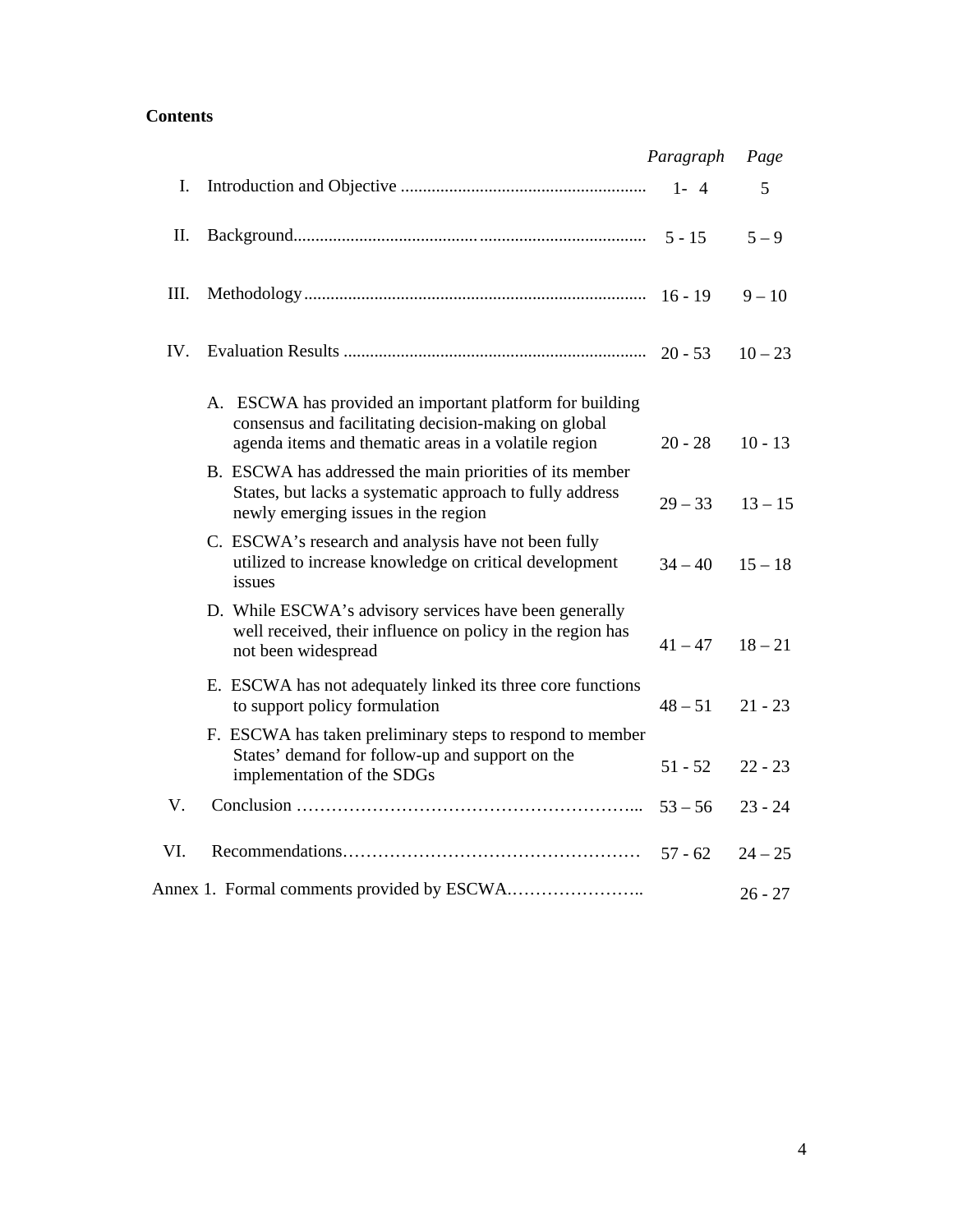**Contents**

| | | *Paragraph* | *Page* |
|---|---|---|---|
| I. | Introduction and Objective | 1- 4 | 5 |
| II. | Background | 5 - 15 | 5 – 9 |
| III. | Methodology | 16 - 19 | 9 – 10 |
| IV. | Evaluation Results | 20 - 53 | 10 – 23 |
| | A. ESCWA has provided an important platform for building consensus and facilitating decision-making on global agenda items and thematic areas in a volatile region | 20 - 28 | 10 - 13 |
| | B. ESCWA has addressed the main priorities of its member States, but lacks a systematic approach to fully address newly emerging issues in the region | 29 – 33 | 13 – 15 |
| | C. ESCWA's research and analysis have not been fully utilized to increase knowledge on critical development issues | 34 – 40 | 15 – 18 |
| | D. While ESCWA's advisory services have been generally well received, their influence on policy in the region has not been widespread | 41 – 47 | 18 – 21 |
| | E. ESCWA has not adequately linked its three core functions to support policy formulation | 48 – 51 | 21 - 23 |
| | F. ESCWA has taken preliminary steps to respond to member States' demand for follow-up and support on the implementation of the SDGs | 51 - 52 | 22 - 23 |
| V. | Conclusion | 53 – 56 | 23 - 24 |
| VI. | Recommendations | 57 - 62 | 24 – 25 |
| | Annex 1. Formal comments provided by ESCWA | | 26 - 27 |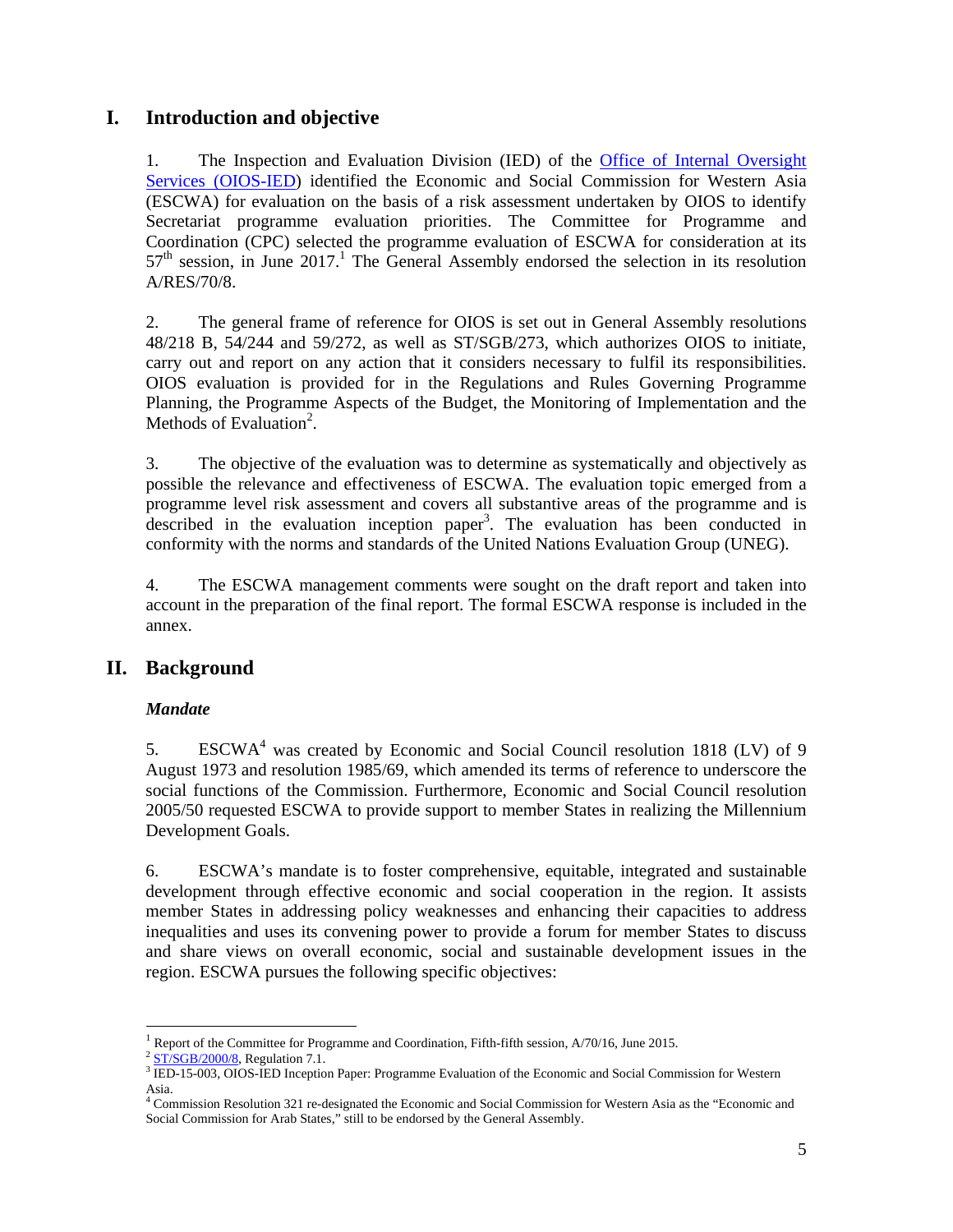# I. Introduction and objective

1. The Inspection and Evaluation Division (IED) of the [Office of Internal Oversight Services (OIOS-IED)](#) identified the Economic and Social Commission for Western Asia (ESCWA) for evaluation on the basis of a risk assessment undertaken by OIOS to identify Secretariat programme evaluation priorities. The Committee for Programme and Coordination (CPC) selected the programme evaluation of ESCWA for consideration at its 57th session, in June 2017.[1] The General Assembly endorsed the selection in its resolution A/RES/70/8.

2. The general frame of reference for OIOS is set out in General Assembly resolutions 48/218 B, 54/244 and 59/272, as well as ST/SGB/273, which authorizes OIOS to initiate, carry out and report on any action that it considers necessary to fulfil its responsibilities. OIOS evaluation is provided for in the Regulations and Rules Governing Programme Planning, the Programme Aspects of the Budget, the Monitoring of Implementation and the Methods of Evaluation[2].

3. The objective of the evaluation was to determine as systematically and objectively as possible the relevance and effectiveness of ESCWA. The evaluation topic emerged from a programme level risk assessment and covers all substantive areas of the programme and is described in the evaluation inception paper[3]. The evaluation has been conducted in conformity with the norms and standards of the United Nations Evaluation Group (UNEG).

4. The ESCWA management comments were sought on the draft report and taken into account in the preparation of the final report. The formal ESCWA response is included in the annex.

# II. Background

***Mandate***

5. ESCWA[4] was created by Economic and Social Council resolution 1818 (LV) of 9 August 1973 and resolution 1985/69, which amended its terms of reference to underscore the social functions of the Commission. Furthermore, Economic and Social Council resolution 2005/50 requested ESCWA to provide support to member States in realizing the Millennium Development Goals.

6. ESCWA's mandate is to foster comprehensive, equitable, integrated and sustainable development through effective economic and social cooperation in the region. It assists member States in addressing policy weaknesses and enhancing their capacities to address inequalities and uses its convening power to provide a forum for member States to discuss and share views on overall economic, social and sustainable development issues in the region. ESCWA pursues the following specific objectives:

---

[1] Report of the Committee for Programme and Coordination, Fifth-fifth session, A/70/16, June 2015.

[2] [ST/SGB/2000/8](#), Regulation 7.1.

[3] IED-15-003, OIOS-IED Inception Paper: Programme Evaluation of the Economic and Social Commission for Western Asia.

[4] Commission Resolution 321 re-designated the Economic and Social Commission for Western Asia as the "Economic and Social Commission for Arab States," still to be endorsed by the General Assembly.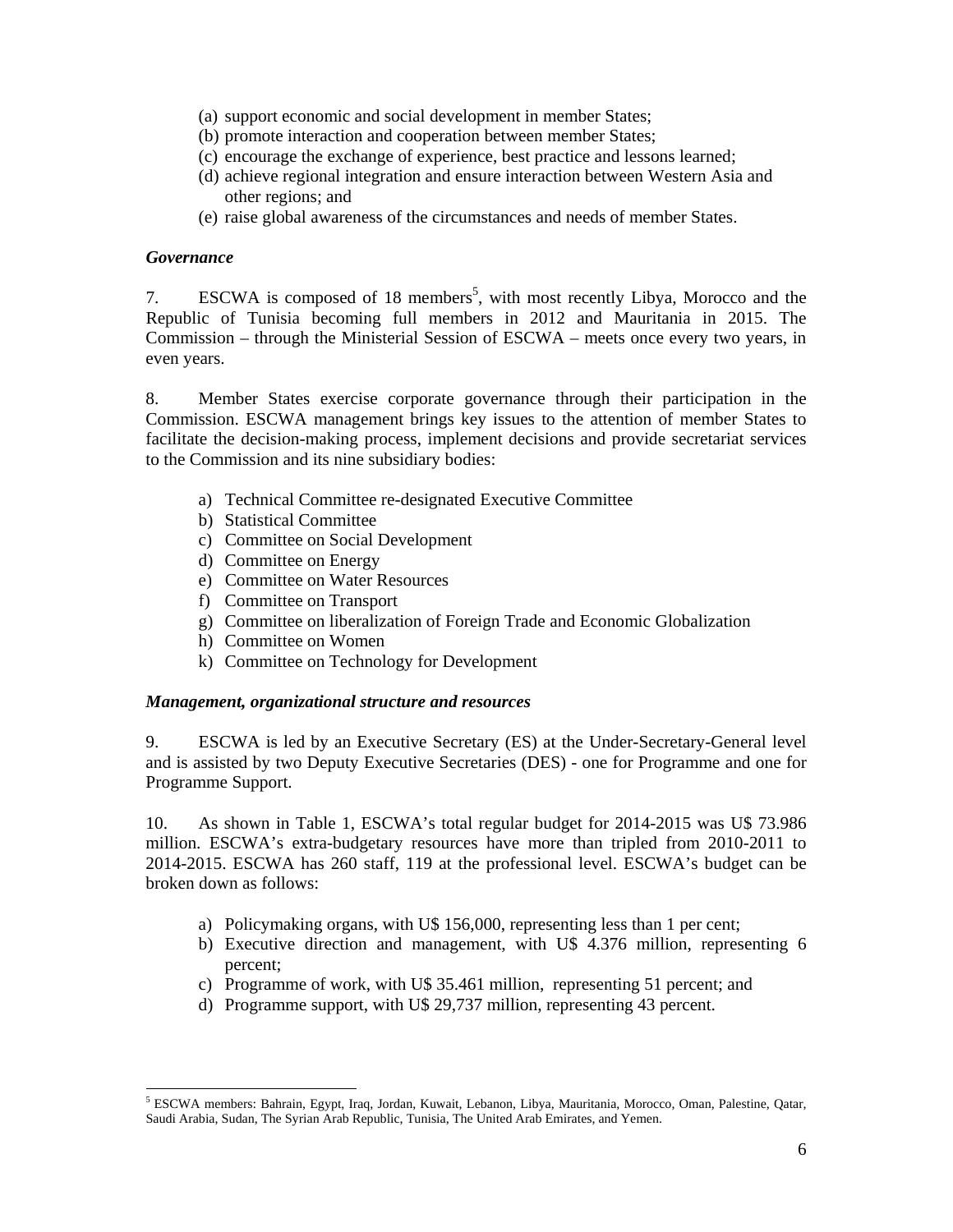(a) support economic and social development in member States;
(b) promote interaction and cooperation between member States;
(c) encourage the exchange of experience, best practice and lessons learned;
(d) achieve regional integration and ensure interaction between Western Asia and other regions; and
(e) raise global awareness of the circumstances and needs of member States.

### *Governance*

7. ESCWA is composed of 18 members[5], with most recently Libya, Morocco and the Republic of Tunisia becoming full members in 2012 and Mauritania in 2015. The Commission – through the Ministerial Session of ESCWA – meets once every two years, in even years.

8. Member States exercise corporate governance through their participation in the Commission. ESCWA management brings key issues to the attention of member States to facilitate the decision-making process, implement decisions and provide secretariat services to the Commission and its nine subsidiary bodies:

a) Technical Committee re-designated Executive Committee
b) Statistical Committee
c) Committee on Social Development
d) Committee on Energy
e) Committee on Water Resources
f) Committee on Transport
g) Committee on liberalization of Foreign Trade and Economic Globalization
h) Committee on Women
k) Committee on Technology for Development

### *Management, organizational structure and resources*

9. ESCWA is led by an Executive Secretary (ES) at the Under-Secretary-General level and is assisted by two Deputy Executive Secretaries (DES) - one for Programme and one for Programme Support.

10. As shown in Table 1, ESCWA's total regular budget for 2014-2015 was U$ 73.986 million. ESCWA's extra-budgetary resources have more than tripled from 2010-2011 to 2014-2015. ESCWA has 260 staff, 119 at the professional level. ESCWA's budget can be broken down as follows:

a) Policymaking organs, with U$ 156,000, representing less than 1 per cent;
b) Executive direction and management, with U$ 4.376 million, representing 6 percent;
c) Programme of work, with U$ 35.461 million, representing 51 percent; and
d) Programme support, with U$ 29,737 million, representing 43 percent.

---

[5] ESCWA members: Bahrain, Egypt, Iraq, Jordan, Kuwait, Lebanon, Libya, Mauritania, Morocco, Oman, Palestine, Qatar, Saudi Arabia, Sudan, The Syrian Arab Republic, Tunisia, The United Arab Emirates, and Yemen.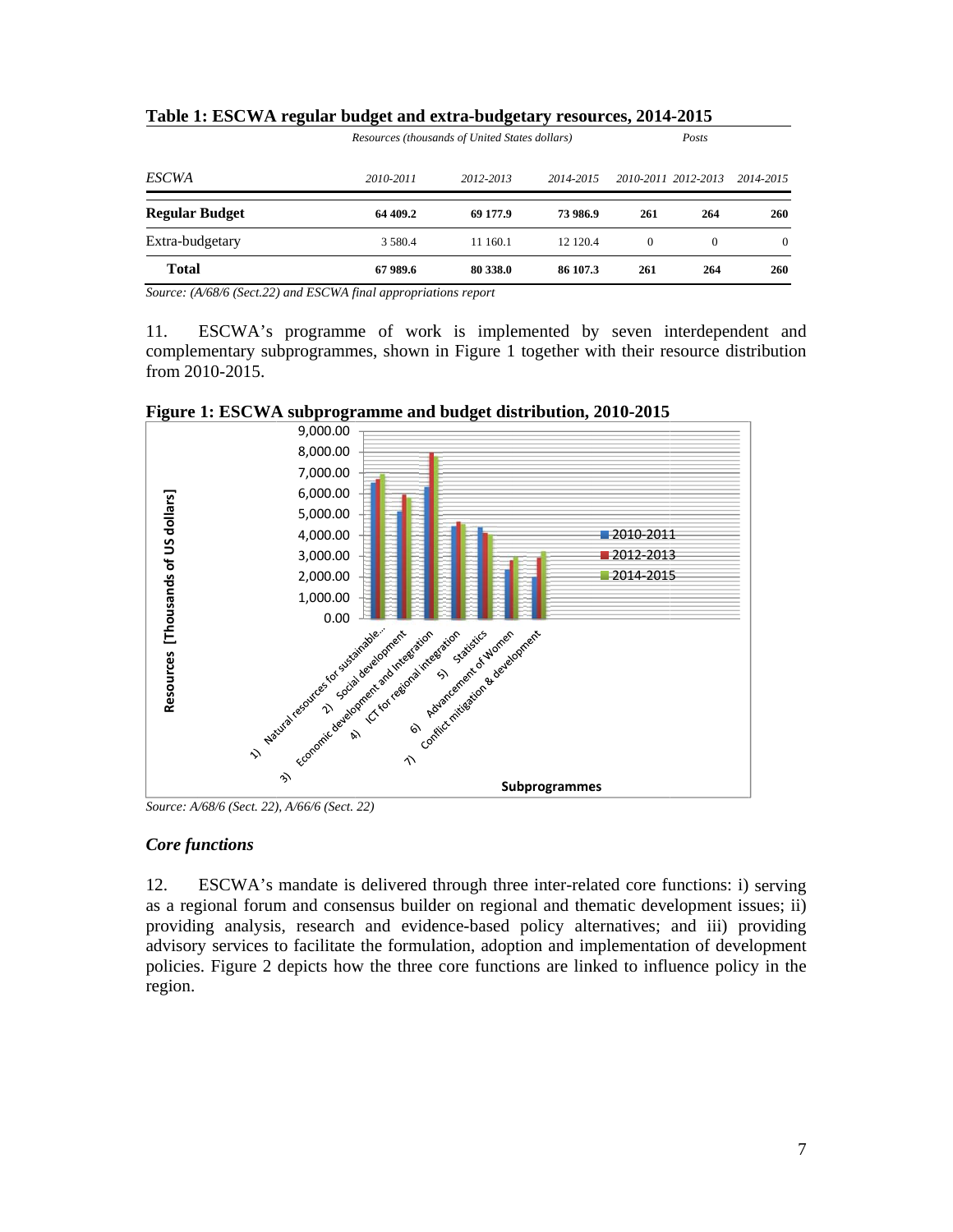**Table 1: ESCWA regular budget and extra-budgetary resources, 2014-2015**

| | *Resources (thousands of United States dollars)* | | | *Posts* | | |
|---|---|---|---|---|---|---|
| *ESCWA* | *2010-2011* | *2012-2013* | *2014-2015* | *2010-2011* | *2012-2013* | *2014-2015* |
| **Regular Budget** | **64 409.2** | **69 177.9** | **73 986.9** | **261** | **264** | **260** |
| Extra-budgetary | 3 580.4 | 11 160.1 | 12 120.4 | 0 | 0 | 0 |
| **Total** | **67 989.6** | **80 338.0** | **86 107.3** | **261** | **264** | **260** |

*Source: (A/68/6 (Sect.22) and ESCWA final appropriations report*

11. ESCWA's programme of work is implemented by seven interdependent and complementary subprogrammes, shown in Figure 1 together with their resource distribution from 2010-2015.

**Figure 1: ESCWA subprogramme and budget distribution, 2010-2015**

*Source: A/68/6 (Sect. 22), A/66/6 (Sect. 22)*

### *Core functions*

12. ESCWA's mandate is delivered through three inter-related core functions: i) serving as a regional forum and consensus builder on regional and thematic development issues; ii) providing analysis, research and evidence-based policy alternatives; and iii) providing advisory services to facilitate the formulation, adoption and implementation of development policies. Figure 2 depicts how the three core functions are linked to influence policy in the region.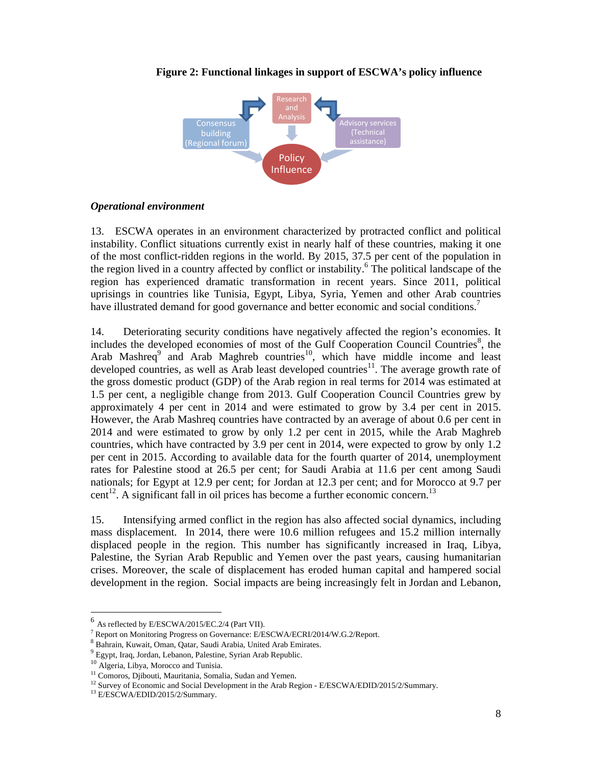**Figure 2: Functional linkages in support of ESCWA's policy influence**

Research and Analysis

Consensus building (Regional forum)

Advisory services (Technical assistance)

Policy Influence

***Operational environment***

13. ESCWA operates in an environment characterized by protracted conflict and political instability. Conflict situations currently exist in nearly half of these countries, making it one of the most conflict-ridden regions in the world. By 2015, 37.5 per cent of the population in the region lived in a country affected by conflict or instability.[6] The political landscape of the region has experienced dramatic transformation in recent years. Since 2011, political uprisings in countries like Tunisia, Egypt, Libya, Syria, Yemen and other Arab countries have illustrated demand for good governance and better economic and social conditions.[7]

14. Deteriorating security conditions have negatively affected the region's economies. It includes the developed economies of most of the Gulf Cooperation Council Countries[8], the Arab Mashreq[9] and Arab Maghreb countries[10], which have middle income and least developed countries, as well as Arab least developed countries[11]. The average growth rate of the gross domestic product (GDP) of the Arab region in real terms for 2014 was estimated at 1.5 per cent, a negligible change from 2013. Gulf Cooperation Council Countries grew by approximately 4 per cent in 2014 and were estimated to grow by 3.4 per cent in 2015. However, the Arab Mashreq countries have contracted by an average of about 0.6 per cent in 2014 and were estimated to grow by only 1.2 per cent in 2015, while the Arab Maghreb countries, which have contracted by 3.9 per cent in 2014, were expected to grow by only 1.2 per cent in 2015. According to available data for the fourth quarter of 2014, unemployment rates for Palestine stood at 26.5 per cent; for Saudi Arabia at 11.6 per cent among Saudi nationals; for Egypt at 12.9 per cent; for Jordan at 12.3 per cent; and for Morocco at 9.7 per cent[12]. A significant fall in oil prices has become a further economic concern.[13]

15. Intensifying armed conflict in the region has also affected social dynamics, including mass displacement. In 2014, there were 10.6 million refugees and 15.2 million internally displaced people in the region. This number has significantly increased in Iraq, Libya, Palestine, the Syrian Arab Republic and Yemen over the past years, causing humanitarian crises. Moreover, the scale of displacement has eroded human capital and hampered social development in the region. Social impacts are being increasingly felt in Jordan and Lebanon,

---

[6] As reflected by E/ESCWA/2015/EC.2/4 (Part VII).

[7] Report on Monitoring Progress on Governance: E/ESCWA/ECRI/2014/W.G.2/Report.

[8] Bahrain, Kuwait, Oman, Qatar, Saudi Arabia, United Arab Emirates.

[9] Egypt, Iraq, Jordan, Lebanon, Palestine, Syrian Arab Republic.

[10] Algeria, Libya, Morocco and Tunisia.

[11] Comoros, Djibouti, Mauritania, Somalia, Sudan and Yemen.

[12] Survey of Economic and Social Development in the Arab Region - E/ESCWA/EDID/2015/2/Summary.

[13] E/ESCWA/EDID/2015/2/Summary.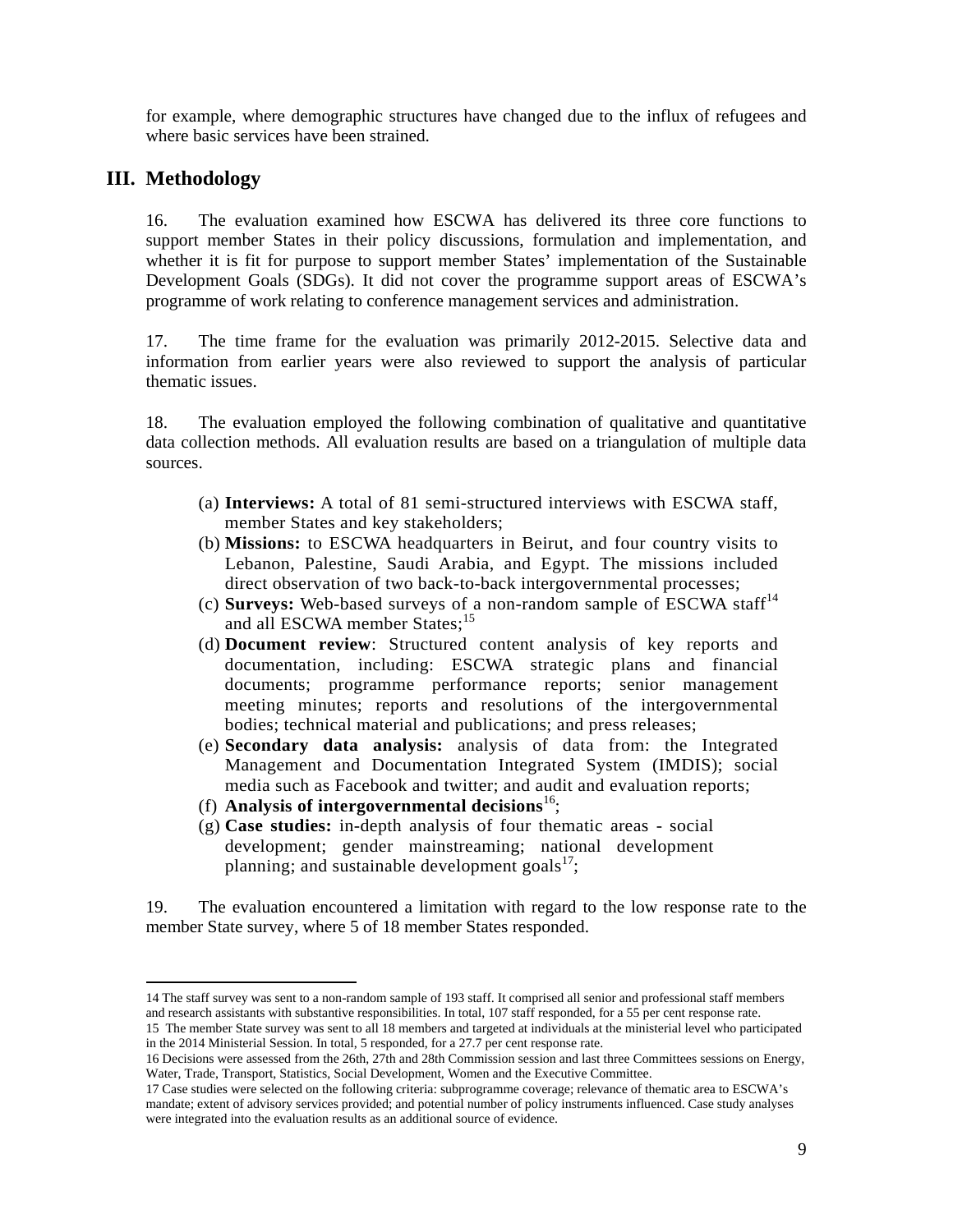for example, where demographic structures have changed due to the influx of refugees and where basic services have been strained.

## III. Methodology

16. The evaluation examined how ESCWA has delivered its three core functions to support member States in their policy discussions, formulation and implementation, and whether it is fit for purpose to support member States' implementation of the Sustainable Development Goals (SDGs). It did not cover the programme support areas of ESCWA's programme of work relating to conference management services and administration.

17. The time frame for the evaluation was primarily 2012-2015. Selective data and information from earlier years were also reviewed to support the analysis of particular thematic issues.

18. The evaluation employed the following combination of qualitative and quantitative data collection methods. All evaluation results are based on a triangulation of multiple data sources.

(a) **Interviews:** A total of 81 semi-structured interviews with ESCWA staff, member States and key stakeholders;
(b) **Missions:** to ESCWA headquarters in Beirut, and four country visits to Lebanon, Palestine, Saudi Arabia, and Egypt. The missions included direct observation of two back-to-back intergovernmental processes;
(c) **Surveys:** Web-based surveys of a non-random sample of ESCWA staff[14] and all ESCWA member States;[15]
(d) **Document review**: Structured content analysis of key reports and documentation, including: ESCWA strategic plans and financial documents; programme performance reports; senior management meeting minutes; reports and resolutions of the intergovernmental bodies; technical material and publications; and press releases;
(e) **Secondary data analysis:** analysis of data from: the Integrated Management and Documentation Integrated System (IMDIS); social media such as Facebook and twitter; and audit and evaluation reports;
(f) **Analysis of intergovernmental decisions**[16];
(g) **Case studies:** in-depth analysis of four thematic areas - social development; gender mainstreaming; national development planning; and sustainable development goals[17];

19. The evaluation encountered a limitation with regard to the low response rate to the member State survey, where 5 of 18 member States responded.

---

14 The staff survey was sent to a non-random sample of 193 staff. It comprised all senior and professional staff members and research assistants with substantive responsibilities. In total, 107 staff responded, for a 55 per cent response rate.

15 The member State survey was sent to all 18 members and targeted at individuals at the ministerial level who participated in the 2014 Ministerial Session. In total, 5 responded, for a 27.7 per cent response rate.

16 Decisions were assessed from the 26th, 27th and 28th Commission session and last three Committees sessions on Energy, Water, Trade, Transport, Statistics, Social Development, Women and the Executive Committee.

17 Case studies were selected on the following criteria: subprogramme coverage; relevance of thematic area to ESCWA's mandate; extent of advisory services provided; and potential number of policy instruments influenced. Case study analyses were integrated into the evaluation results as an additional source of evidence.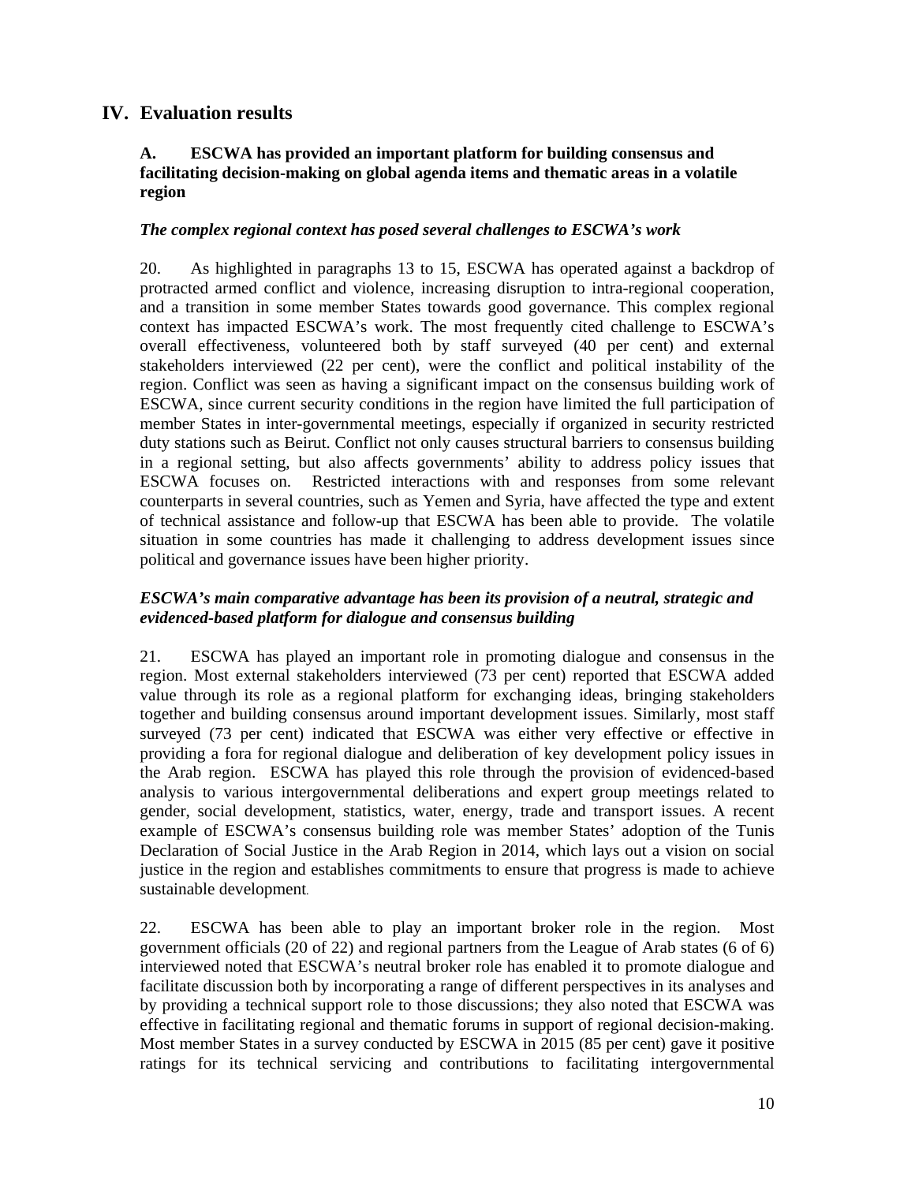# IV. Evaluation results

### A. ESCWA has provided an important platform for building consensus and facilitating decision-making on global agenda items and thematic areas in a volatile region

***The complex regional context has posed several challenges to ESCWA's work***

20. As highlighted in paragraphs 13 to 15, ESCWA has operated against a backdrop of protracted armed conflict and violence, increasing disruption to intra-regional cooperation, and a transition in some member States towards good governance. This complex regional context has impacted ESCWA's work. The most frequently cited challenge to ESCWA's overall effectiveness, volunteered both by staff surveyed (40 per cent) and external stakeholders interviewed (22 per cent), were the conflict and political instability of the region. Conflict was seen as having a significant impact on the consensus building work of ESCWA, since current security conditions in the region have limited the full participation of member States in inter-governmental meetings, especially if organized in security restricted duty stations such as Beirut. Conflict not only causes structural barriers to consensus building in a regional setting, but also affects governments' ability to address policy issues that ESCWA focuses on. Restricted interactions with and responses from some relevant counterparts in several countries, such as Yemen and Syria, have affected the type and extent of technical assistance and follow-up that ESCWA has been able to provide. The volatile situation in some countries has made it challenging to address development issues since political and governance issues have been higher priority.

***ESCWA's main comparative advantage has been its provision of a neutral, strategic and evidenced-based platform for dialogue and consensus building***

21. ESCWA has played an important role in promoting dialogue and consensus in the region. Most external stakeholders interviewed (73 per cent) reported that ESCWA added value through its role as a regional platform for exchanging ideas, bringing stakeholders together and building consensus around important development issues. Similarly, most staff surveyed (73 per cent) indicated that ESCWA was either very effective or effective in providing a fora for regional dialogue and deliberation of key development policy issues in the Arab region. ESCWA has played this role through the provision of evidenced-based analysis to various intergovernmental deliberations and expert group meetings related to gender, social development, statistics, water, energy, trade and transport issues. A recent example of ESCWA's consensus building role was member States' adoption of the Tunis Declaration of Social Justice in the Arab Region in 2014, which lays out a vision on social justice in the region and establishes commitments to ensure that progress is made to achieve sustainable development.

22. ESCWA has been able to play an important broker role in the region. Most government officials (20 of 22) and regional partners from the League of Arab states (6 of 6) interviewed noted that ESCWA's neutral broker role has enabled it to promote dialogue and facilitate discussion both by incorporating a range of different perspectives in its analyses and by providing a technical support role to those discussions; they also noted that ESCWA was effective in facilitating regional and thematic forums in support of regional decision-making. Most member States in a survey conducted by ESCWA in 2015 (85 per cent) gave it positive ratings for its technical servicing and contributions to facilitating intergovernmental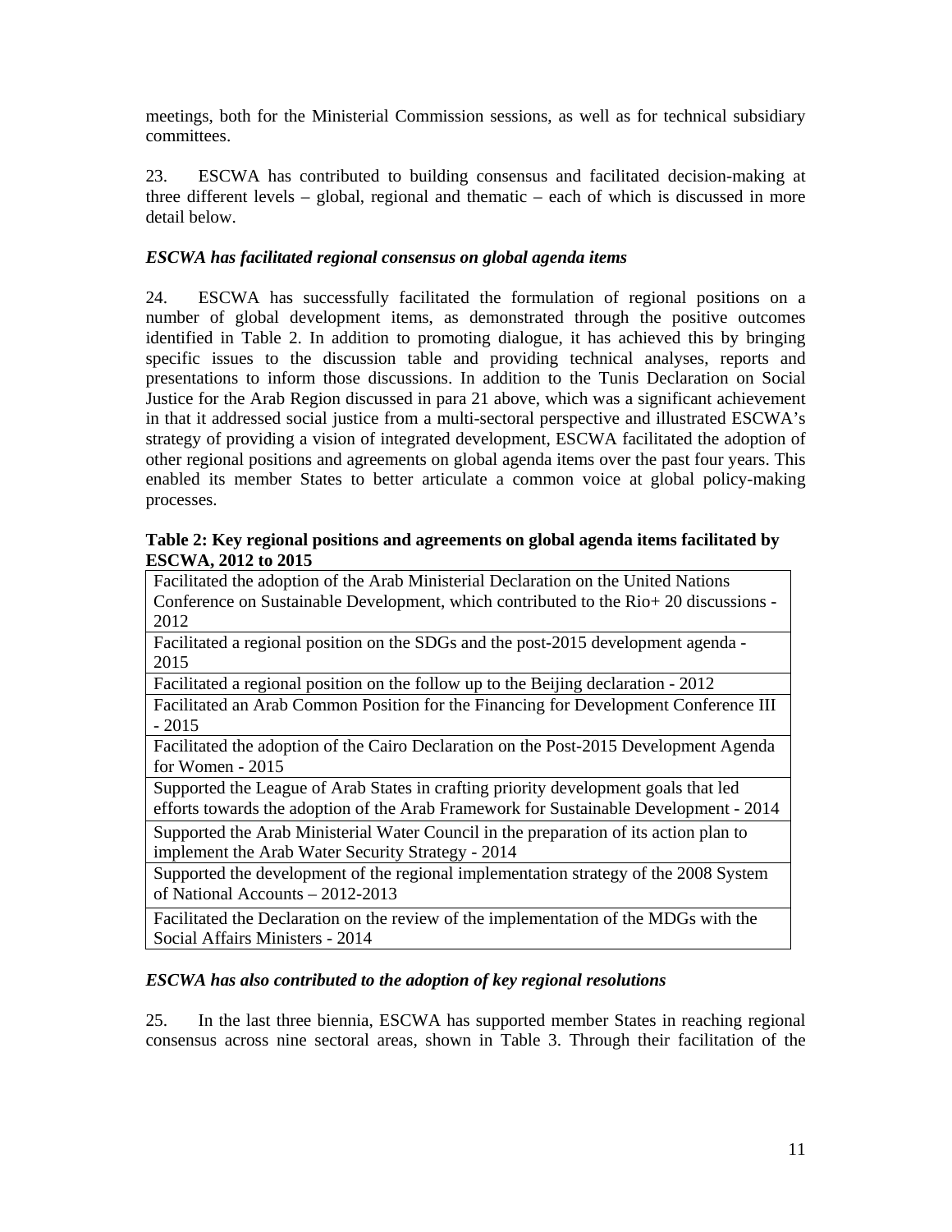meetings, both for the Ministerial Commission sessions, as well as for technical subsidiary committees.

23. ESCWA has contributed to building consensus and facilitated decision-making at three different levels – global, regional and thematic – each of which is discussed in more detail below.

*ESCWA has facilitated regional consensus on global agenda items*

24. ESCWA has successfully facilitated the formulation of regional positions on a number of global development items, as demonstrated through the positive outcomes identified in Table 2. In addition to promoting dialogue, it has achieved this by bringing specific issues to the discussion table and providing technical analyses, reports and presentations to inform those discussions. In addition to the Tunis Declaration on Social Justice for the Arab Region discussed in para 21 above, which was a significant achievement in that it addressed social justice from a multi-sectoral perspective and illustrated ESCWA's strategy of providing a vision of integrated development, ESCWA facilitated the adoption of other regional positions and agreements on global agenda items over the past four years. This enabled its member States to better articulate a common voice at global policy-making processes.

**Table 2: Key regional positions and agreements on global agenda items facilitated by ESCWA, 2012 to 2015**

| |
|---|
| Facilitated the adoption of the Arab Ministerial Declaration on the United Nations Conference on Sustainable Development, which contributed to the Rio+ 20 discussions - 2012 |
| Facilitated a regional position on the SDGs and the post-2015 development agenda - 2015 |
| Facilitated a regional position on the follow up to the Beijing declaration - 2012 |
| Facilitated an Arab Common Position for the Financing for Development Conference III - 2015 |
| Facilitated the adoption of the Cairo Declaration on the Post-2015 Development Agenda for Women - 2015 |
| Supported the League of Arab States in crafting priority development goals that led efforts towards the adoption of the Arab Framework for Sustainable Development - 2014 |
| Supported the Arab Ministerial Water Council in the preparation of its action plan to implement the Arab Water Security Strategy - 2014 |
| Supported the development of the regional implementation strategy of the 2008 System of National Accounts – 2012-2013 |
| Facilitated the Declaration on the review of the implementation of the MDGs with the Social Affairs Ministers - 2014 |

*ESCWA has also contributed to the adoption of key regional resolutions*

25. In the last three biennia, ESCWA has supported member States in reaching regional consensus across nine sectoral areas, shown in Table 3. Through their facilitation of the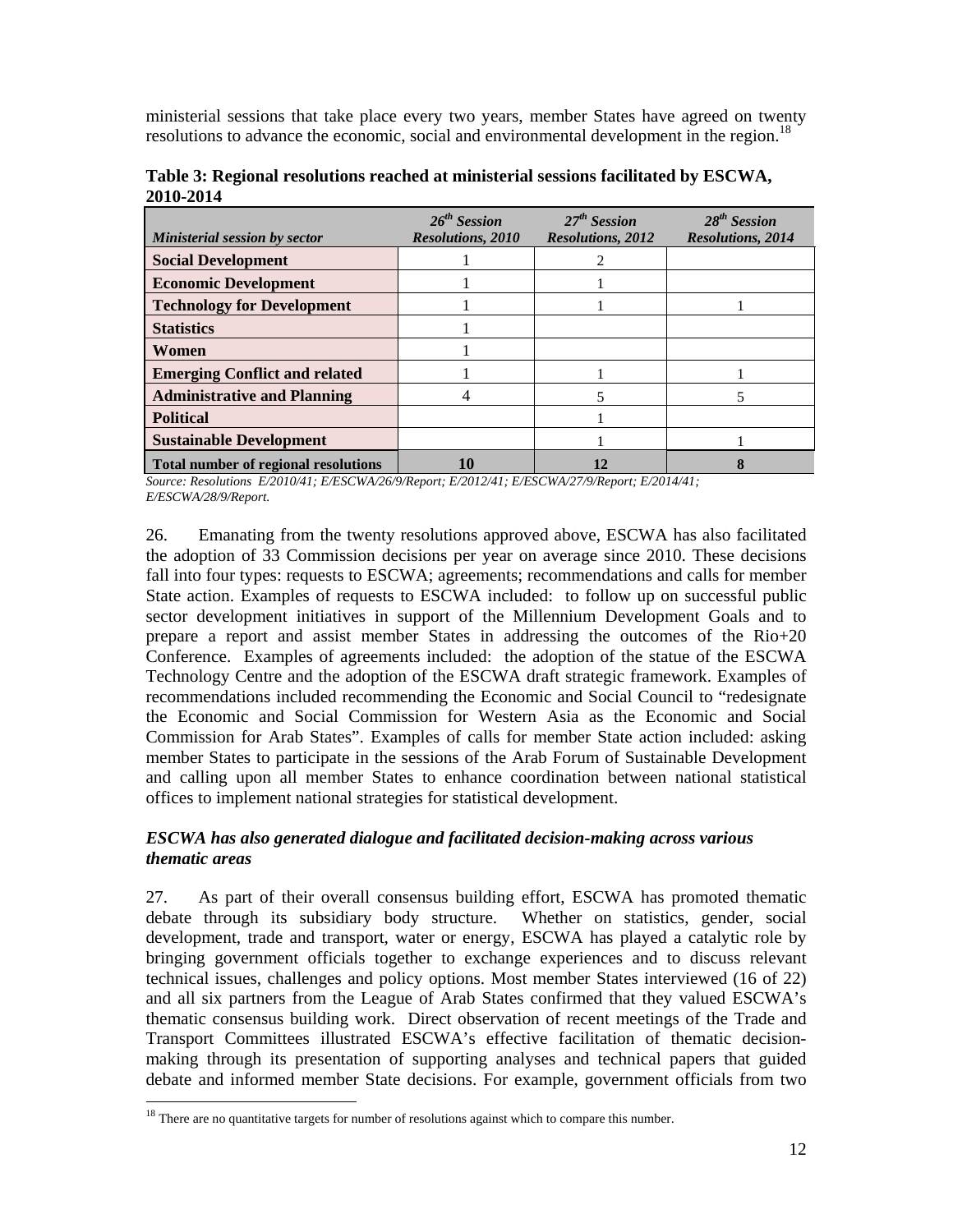ministerial sessions that take place every two years, member States have agreed on twenty resolutions to advance the economic, social and environmental development in the region.[18]

**Table 3: Regional resolutions reached at ministerial sessions facilitated by ESCWA, 2010-2014**

| *Ministerial session by sector* | *26th Session Resolutions, 2010* | *27th Session Resolutions, 2012* | *28th Session Resolutions, 2014* |
|---|---|---|---|
| **Social Development** | 1 | 2 | |
| **Economic Development** | 1 | 1 | |
| **Technology for Development** | 1 | 1 | 1 |
| **Statistics** | 1 | | |
| **Women** | 1 | | |
| **Emerging Conflict and related** | 1 | 1 | 1 |
| **Administrative and Planning** | 4 | 5 | 5 |
| **Political** | | 1 | |
| **Sustainable Development** | | 1 | 1 |
| **Total number of regional resolutions** | **10** | **12** | **8** |

*Source: Resolutions E/2010/41; E/ESCWA/26/9/Report; E/2012/41; E/ESCWA/27/9/Report; E/2014/41; E/ESCWA/28/9/Report.*

26. Emanating from the twenty resolutions approved above, ESCWA has also facilitated the adoption of 33 Commission decisions per year on average since 2010. These decisions fall into four types: requests to ESCWA; agreements; recommendations and calls for member State action. Examples of requests to ESCWA included: to follow up on successful public sector development initiatives in support of the Millennium Development Goals and to prepare a report and assist member States in addressing the outcomes of the Rio+20 Conference. Examples of agreements included: the adoption of the statue of the ESCWA Technology Centre and the adoption of the ESCWA draft strategic framework. Examples of recommendations included recommending the Economic and Social Council to "redesignate the Economic and Social Commission for Western Asia as the Economic and Social Commission for Arab States". Examples of calls for member State action included: asking member States to participate in the sessions of the Arab Forum of Sustainable Development and calling upon all member States to enhance coordination between national statistical offices to implement national strategies for statistical development.

### *ESCWA has also generated dialogue and facilitated decision-making across various thematic areas*

27. As part of their overall consensus building effort, ESCWA has promoted thematic debate through its subsidiary body structure. Whether on statistics, gender, social development, trade and transport, water or energy, ESCWA has played a catalytic role by bringing government officials together to exchange experiences and to discuss relevant technical issues, challenges and policy options. Most member States interviewed (16 of 22) and all six partners from the League of Arab States confirmed that they valued ESCWA's thematic consensus building work. Direct observation of recent meetings of the Trade and Transport Committees illustrated ESCWA's effective facilitation of thematic decision-making through its presentation of supporting analyses and technical papers that guided debate and informed member State decisions. For example, government officials from two

[18] There are no quantitative targets for number of resolutions against which to compare this number.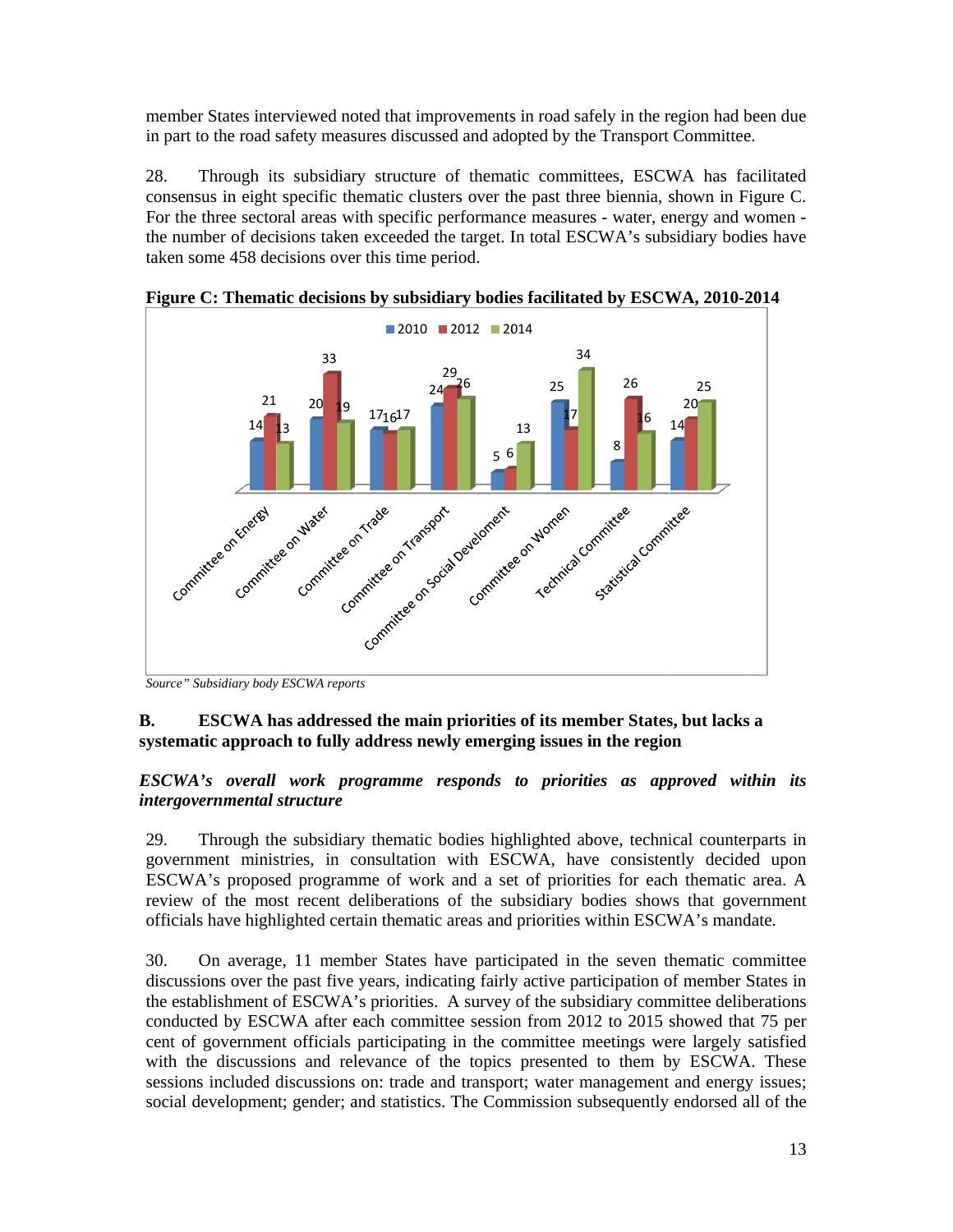member States interviewed noted that improvements in road safely in the region had been due in part to the road safety measures discussed and adopted by the Transport Committee.

28. Through its subsidiary structure of thematic committees, ESCWA has facilitated consensus in eight specific thematic clusters over the past three biennia, shown in Figure C. For the three sectoral areas with specific performance measures - water, energy and women - the number of decisions taken exceeded the target. In total ESCWA's subsidiary bodies have taken some 458 decisions over this time period.

**Figure C: Thematic decisions by subsidiary bodies facilitated by ESCWA, 2010-2014**

| | 2010 | 2012 | 2014 |
|---|---|---|---|
| Committee on Energy | 14 | 21 | 13 |
| Committee on Water | 20 | 33 | 19 |
| Committee on Trade | 17 | 16 | 17 |
| Committee on Transport | 24 | 29 | 26 |
| Committee on Social Develoment | 5 | 6 | 13 |
| Committee on Women | 25 | 17 | 34 |
| Technical Committee | 8 | 26 | 16 |
| Statistical Committee | 14 | 20 | 25 |

*Source" Subsidiary body ESCWA reports*

### B. ESCWA has addressed the main priorities of its member States, but lacks a systematic approach to fully address newly emerging issues in the region

***ESCWA's overall work programme responds to priorities as approved within its intergovernmental structure***

29. Through the subsidiary thematic bodies highlighted above, technical counterparts in government ministries, in consultation with ESCWA, have consistently decided upon ESCWA's proposed programme of work and a set of priorities for each thematic area. A review of the most recent deliberations of the subsidiary bodies shows that government officials have highlighted certain thematic areas and priorities within ESCWA's mandate.

30. On average, 11 member States have participated in the seven thematic committee discussions over the past five years, indicating fairly active participation of member States in the establishment of ESCWA's priorities. A survey of the subsidiary committee deliberations conducted by ESCWA after each committee session from 2012 to 2015 showed that 75 per cent of government officials participating in the committee meetings were largely satisfied with the discussions and relevance of the topics presented to them by ESCWA. These sessions included discussions on: trade and transport; water management and energy issues; social development; gender; and statistics. The Commission subsequently endorsed all of the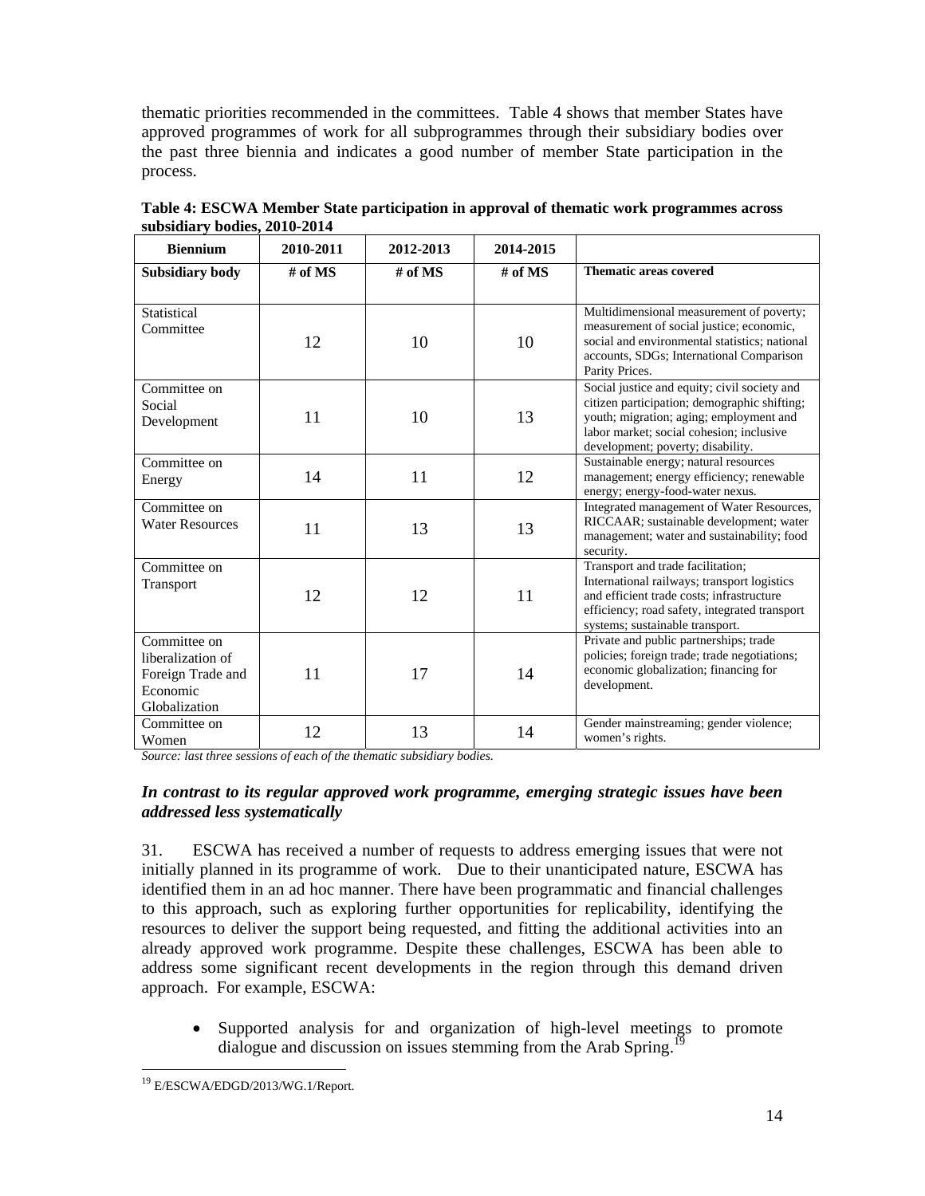thematic priorities recommended in the committees. Table 4 shows that member States have approved programmes of work for all subprogrammes through their subsidiary bodies over the past three biennia and indicates a good number of member State participation in the process.

**Table 4: ESCWA Member State participation in approval of thematic work programmes across subsidiary bodies, 2010-2014**

| Biennium | 2010-2011 | 2012-2013 | 2014-2015 | |
|---|---|---|---|---|
| **Subsidiary body** | **# of MS** | **# of MS** | **# of MS** | **Thematic areas covered** |
| Statistical Committee | 12 | 10 | 10 | Multidimensional measurement of poverty; measurement of social justice; economic, social and environmental statistics; national accounts, SDGs; International Comparison Parity Prices. |
| Committee on Social Development | 11 | 10 | 13 | Social justice and equity; civil society and citizen participation; demographic shifting; youth; migration; aging; employment and labor market; social cohesion; inclusive development; poverty; disability. |
| Committee on Energy | 14 | 11 | 12 | Sustainable energy; natural resources management; energy efficiency; renewable energy; energy-food-water nexus. |
| Committee on Water Resources | 11 | 13 | 13 | Integrated management of Water Resources, RICCAAR; sustainable development; water management; water and sustainability; food security. |
| Committee on Transport | 12 | 12 | 11 | Transport and trade facilitation; International railways; transport logistics and efficient trade costs; infrastructure efficiency; road safety, integrated transport systems; sustainable transport. |
| Committee on liberalization of Foreign Trade and Economic Globalization | 11 | 17 | 14 | Private and public partnerships; trade policies; foreign trade; trade negotiations; economic globalization; financing for development. |
| Committee on Women | 12 | 13 | 14 | Gender mainstreaming; gender violence; women's rights. |

*Source: last three sessions of each of the thematic subsidiary bodies.*

***In contrast to its regular approved work programme, emerging strategic issues have been addressed less systematically***

31. ESCWA has received a number of requests to address emerging issues that were not initially planned in its programme of work. Due to their unanticipated nature, ESCWA has identified them in an ad hoc manner. There have been programmatic and financial challenges to this approach, such as exploring further opportunities for replicability, identifying the resources to deliver the support being requested, and fitting the additional activities into an already approved work programme. Despite these challenges, ESCWA has been able to address some significant recent developments in the region through this demand driven approach. For example, ESCWA:

- Supported analysis for and organization of high-level meetings to promote dialogue and discussion on issues stemming from the Arab Spring.[19]

[19] E/ESCWA/EDGD/2013/WG.1/Report.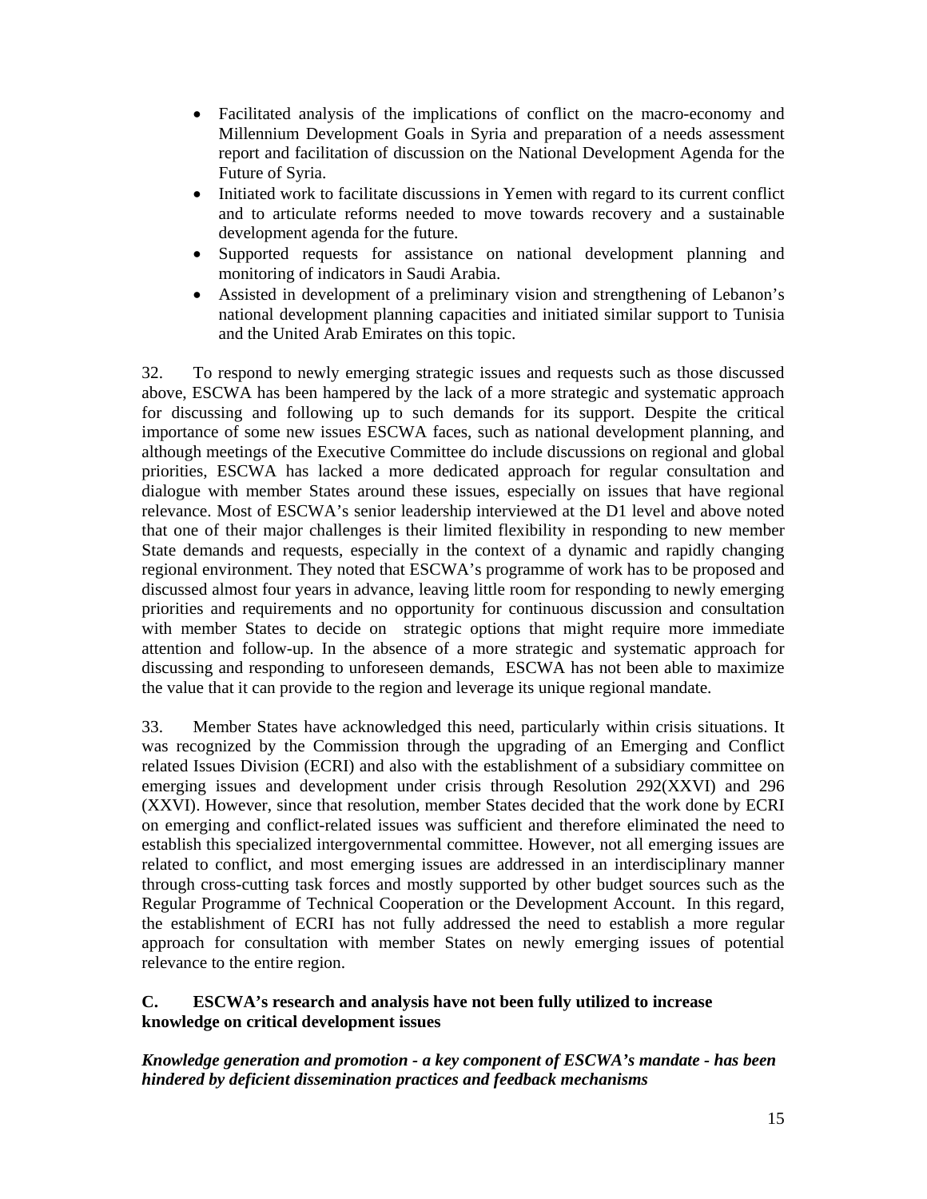- Facilitated analysis of the implications of conflict on the macro-economy and Millennium Development Goals in Syria and preparation of a needs assessment report and facilitation of discussion on the National Development Agenda for the Future of Syria.
- Initiated work to facilitate discussions in Yemen with regard to its current conflict and to articulate reforms needed to move towards recovery and a sustainable development agenda for the future.
- Supported requests for assistance on national development planning and monitoring of indicators in Saudi Arabia.
- Assisted in development of a preliminary vision and strengthening of Lebanon's national development planning capacities and initiated similar support to Tunisia and the United Arab Emirates on this topic.

32. To respond to newly emerging strategic issues and requests such as those discussed above, ESCWA has been hampered by the lack of a more strategic and systematic approach for discussing and following up to such demands for its support. Despite the critical importance of some new issues ESCWA faces, such as national development planning, and although meetings of the Executive Committee do include discussions on regional and global priorities, ESCWA has lacked a more dedicated approach for regular consultation and dialogue with member States around these issues, especially on issues that have regional relevance. Most of ESCWA's senior leadership interviewed at the D1 level and above noted that one of their major challenges is their limited flexibility in responding to new member State demands and requests, especially in the context of a dynamic and rapidly changing regional environment. They noted that ESCWA's programme of work has to be proposed and discussed almost four years in advance, leaving little room for responding to newly emerging priorities and requirements and no opportunity for continuous discussion and consultation with member States to decide on strategic options that might require more immediate attention and follow-up. In the absence of a more strategic and systematic approach for discussing and responding to unforeseen demands, ESCWA has not been able to maximize the value that it can provide to the region and leverage its unique regional mandate.

33. Member States have acknowledged this need, particularly within crisis situations. It was recognized by the Commission through the upgrading of an Emerging and Conflict related Issues Division (ECRI) and also with the establishment of a subsidiary committee on emerging issues and development under crisis through Resolution 292(XXVI) and 296 (XXVI). However, since that resolution, member States decided that the work done by ECRI on emerging and conflict-related issues was sufficient and therefore eliminated the need to establish this specialized intergovernmental committee. However, not all emerging issues are related to conflict, and most emerging issues are addressed in an interdisciplinary manner through cross-cutting task forces and mostly supported by other budget sources such as the Regular Programme of Technical Cooperation or the Development Account. In this regard, the establishment of ECRI has not fully addressed the need to establish a more regular approach for consultation with member States on newly emerging issues of potential relevance to the entire region.

### C. ESCWA's research and analysis have not been fully utilized to increase knowledge on critical development issues

***Knowledge generation and promotion - a key component of ESCWA's mandate - has been hindered by deficient dissemination practices and feedback mechanisms***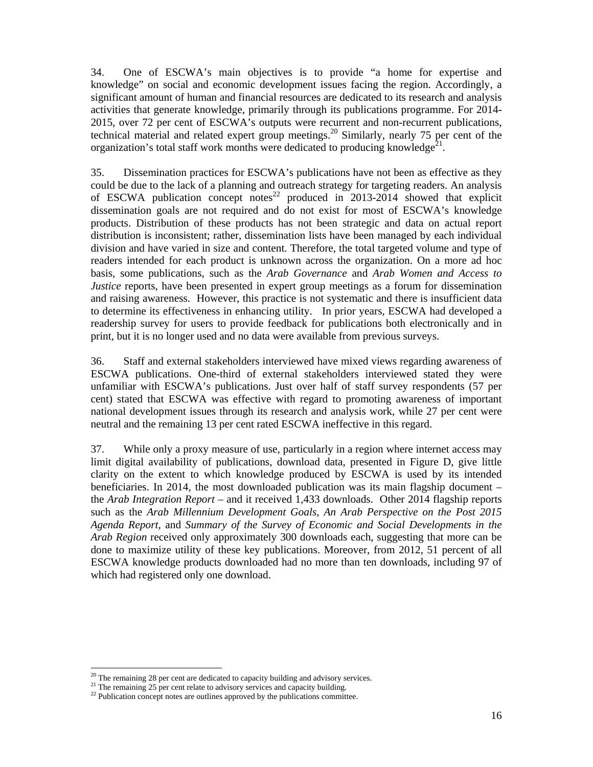34. One of ESCWA's main objectives is to provide "a home for expertise and knowledge" on social and economic development issues facing the region. Accordingly, a significant amount of human and financial resources are dedicated to its research and analysis activities that generate knowledge, primarily through its publications programme. For 2014-2015, over 72 per cent of ESCWA's outputs were recurrent and non-recurrent publications, technical material and related expert group meetings.[20] Similarly, nearly 75 per cent of the organization's total staff work months were dedicated to producing knowledge[21].

35. Dissemination practices for ESCWA's publications have not been as effective as they could be due to the lack of a planning and outreach strategy for targeting readers. An analysis of ESCWA publication concept notes[22] produced in 2013-2014 showed that explicit dissemination goals are not required and do not exist for most of ESCWA's knowledge products. Distribution of these products has not been strategic and data on actual report distribution is inconsistent; rather, dissemination lists have been managed by each individual division and have varied in size and content. Therefore, the total targeted volume and type of readers intended for each product is unknown across the organization. On a more ad hoc basis, some publications, such as the *Arab Governance* and *Arab Women and Access to Justice* reports, have been presented in expert group meetings as a forum for dissemination and raising awareness. However, this practice is not systematic and there is insufficient data to determine its effectiveness in enhancing utility. In prior years, ESCWA had developed a readership survey for users to provide feedback for publications both electronically and in print, but it is no longer used and no data were available from previous surveys.

36. Staff and external stakeholders interviewed have mixed views regarding awareness of ESCWA publications. One-third of external stakeholders interviewed stated they were unfamiliar with ESCWA's publications. Just over half of staff survey respondents (57 per cent) stated that ESCWA was effective with regard to promoting awareness of important national development issues through its research and analysis work, while 27 per cent were neutral and the remaining 13 per cent rated ESCWA ineffective in this regard.

37. While only a proxy measure of use, particularly in a region where internet access may limit digital availability of publications, download data, presented in Figure D, give little clarity on the extent to which knowledge produced by ESCWA is used by its intended beneficiaries. In 2014, the most downloaded publication was its main flagship document – the *Arab Integration Report* – and it received 1,433 downloads. Other 2014 flagship reports such as the *Arab Millennium Development Goals*, *An Arab Perspective on the Post 2015 Agenda Report*, and *Summary of the Survey of Economic and Social Developments in the Arab Region* received only approximately 300 downloads each, suggesting that more can be done to maximize utility of these key publications. Moreover, from 2012, 51 percent of all ESCWA knowledge products downloaded had no more than ten downloads, including 97 of which had registered only one download.

[20] The remaining 28 per cent are dedicated to capacity building and advisory services.
[21] The remaining 25 per cent relate to advisory services and capacity building.
[22] Publication concept notes are outlines approved by the publications committee.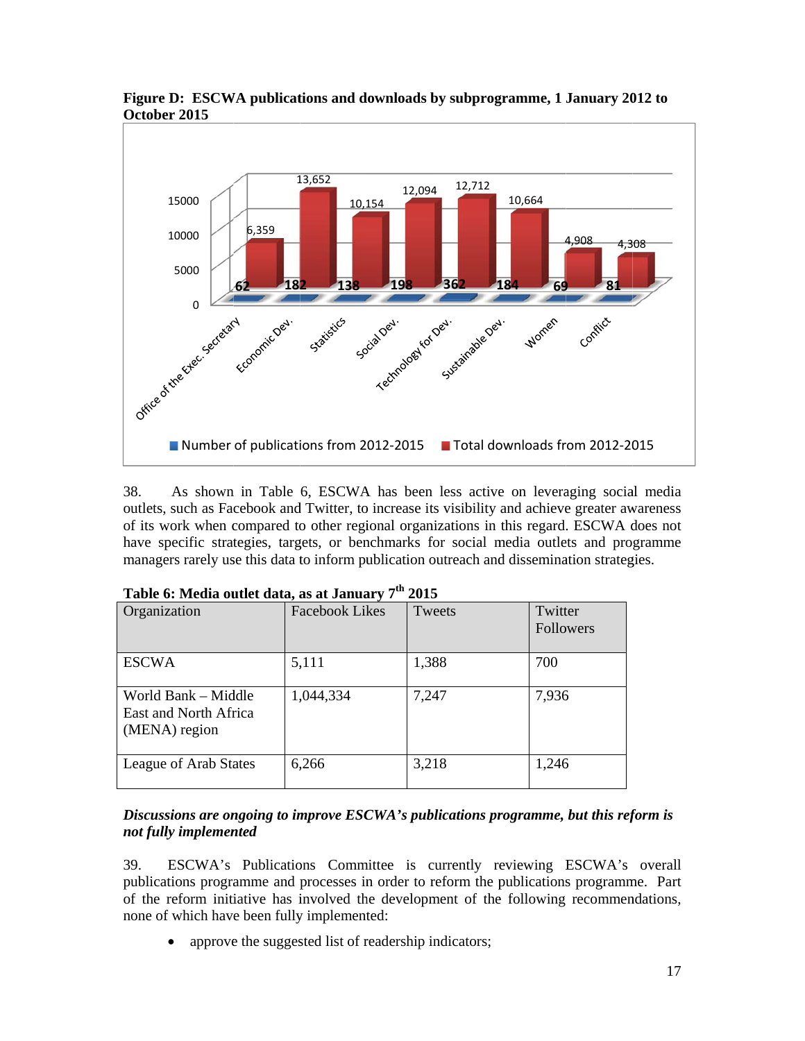**Figure D: ESCWA publications and downloads by subprogramme, 1 January 2012 to October 2015**

| Subprogramme | Number of publications from 2012-2015 | Total downloads from 2012-2015 |
|---|---|---|
| Office of the Exec. Secretary | 62 | 6,359 |
| Economic Dev. | 182 | 13,652 |
| Statistics | 138 | 10,154 |
| Social Dev. | 198 | 12,094 |
| Technology for Dev. | 362 | 12,712 |
| Sustainable Dev. | 184 | 10,664 |
| Women | 69 | 4,908 |
| Conflict | 81 | 4,308 |

38. As shown in Table 6, ESCWA has been less active on leveraging social media outlets, such as Facebook and Twitter, to increase its visibility and achieve greater awareness of its work when compared to other regional organizations in this regard. ESCWA does not have specific strategies, targets, or benchmarks for social media outlets and programme managers rarely use this data to inform publication outreach and dissemination strategies.

**Table 6: Media outlet data, as at January 7th 2015**

| Organization | Facebook Likes | Tweets | Twitter Followers |
|---|---|---|---|
| ESCWA | 5,111 | 1,388 | 700 |
| World Bank – Middle East and North Africa (MENA) region | 1,044,334 | 7,247 | 7,936 |
| League of Arab States | 6,266 | 3,218 | 1,246 |

***Discussions are ongoing to improve ESCWA's publications programme, but this reform is not fully implemented***

39. ESCWA's Publications Committee is currently reviewing ESCWA's overall publications programme and processes in order to reform the publications programme. Part of the reform initiative has involved the development of the following recommendations, none of which have been fully implemented:

- approve the suggested list of readership indicators;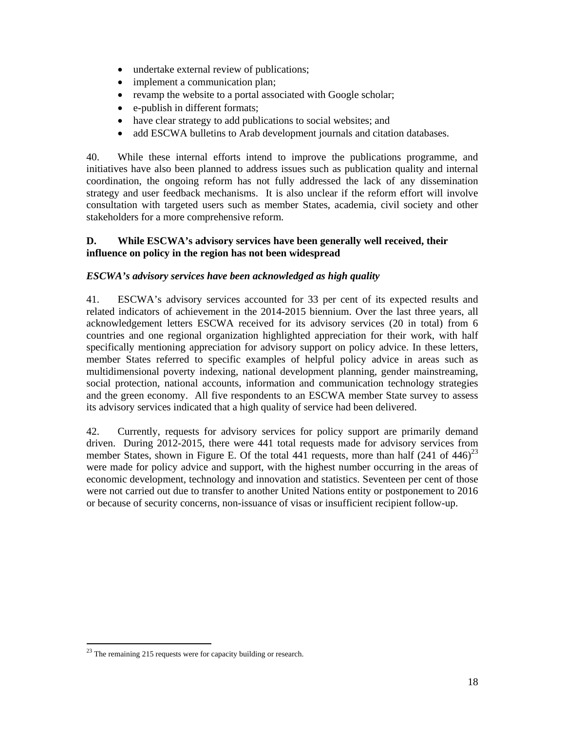- undertake external review of publications;
- implement a communication plan;
- revamp the website to a portal associated with Google scholar;
- e-publish in different formats;
- have clear strategy to add publications to social websites; and
- add ESCWA bulletins to Arab development journals and citation databases.

40. While these internal efforts intend to improve the publications programme, and initiatives have also been planned to address issues such as publication quality and internal coordination, the ongoing reform has not fully addressed the lack of any dissemination strategy and user feedback mechanisms. It is also unclear if the reform effort will involve consultation with targeted users such as member States, academia, civil society and other stakeholders for a more comprehensive reform.

### D. While ESCWA's advisory services have been generally well received, their influence on policy in the region has not been widespread

#### *ESCWA's advisory services have been acknowledged as high quality*

41. ESCWA's advisory services accounted for 33 per cent of its expected results and related indicators of achievement in the 2014-2015 biennium. Over the last three years, all acknowledgement letters ESCWA received for its advisory services (20 in total) from 6 countries and one regional organization highlighted appreciation for their work, with half specifically mentioning appreciation for advisory support on policy advice. In these letters, member States referred to specific examples of helpful policy advice in areas such as multidimensional poverty indexing, national development planning, gender mainstreaming, social protection, national accounts, information and communication technology strategies and the green economy. All five respondents to an ESCWA member State survey to assess its advisory services indicated that a high quality of service had been delivered.

42. Currently, requests for advisory services for policy support are primarily demand driven. During 2012-2015, there were 441 total requests made for advisory services from member States, shown in Figure E. Of the total 441 requests, more than half (241 of 446)[23] were made for policy advice and support, with the highest number occurring in the areas of economic development, technology and innovation and statistics. Seventeen per cent of those were not carried out due to transfer to another United Nations entity or postponement to 2016 or because of security concerns, non-issuance of visas or insufficient recipient follow-up.

---

[23] The remaining 215 requests were for capacity building or research.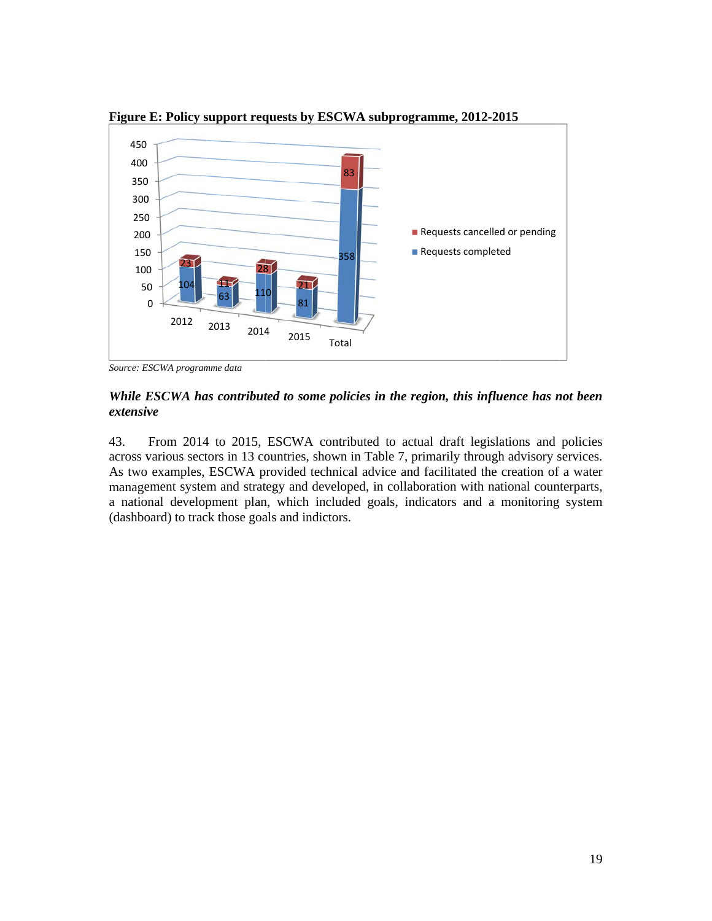**Figure E: Policy support requests by ESCWA subprogramme, 2012-2015**

| | 2012 | 2013 | 2014 | 2015 | Total |
|---|---|---|---|---|---|
| Requests cancelled or pending | 23 | 11 | 28 | 21 | 83 |
| Requests completed | 104 | 63 | 110 | 81 | 358 |

*Source: ESCWA programme data*

***While ESCWA has contributed to some policies in the region, this influence has not been extensive***

43. From 2014 to 2015, ESCWA contributed to actual draft legislations and policies across various sectors in 13 countries, shown in Table 7, primarily through advisory services. As two examples, ESCWA provided technical advice and facilitated the creation of a water management system and strategy and developed, in collaboration with national counterparts, a national development plan, which included goals, indicators and a monitoring system (dashboard) to track those goals and indictors.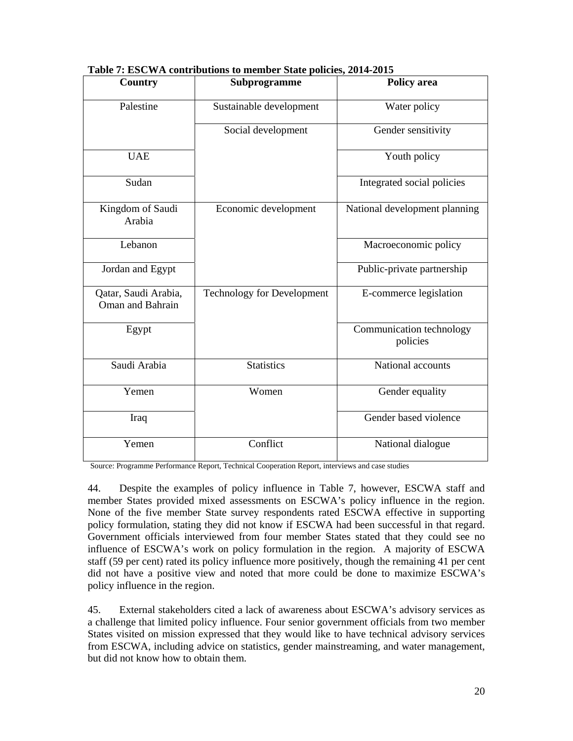**Table 7: ESCWA contributions to member State policies, 2014-2015**

| Country | Subprogramme | Policy area |
|---|---|---|
| Palestine | Sustainable development | Water policy |
| | Social development | Gender sensitivity |
| UAE | | Youth policy |
| Sudan | | Integrated social policies |
| Kingdom of Saudi Arabia | Economic development | National development planning |
| Lebanon | | Macroeconomic policy |
| Jordan and Egypt | | Public-private partnership |
| Qatar, Saudi Arabia, Oman and Bahrain | Technology for Development | E-commerce legislation |
| Egypt | | Communication technology policies |
| Saudi Arabia | Statistics | National accounts |
| Yemen | Women | Gender equality |
| Iraq | | Gender based violence |
| Yemen | Conflict | National dialogue |

Source: Programme Performance Report, Technical Cooperation Report, interviews and case studies

44. Despite the examples of policy influence in Table 7, however, ESCWA staff and member States provided mixed assessments on ESCWA's policy influence in the region. None of the five member State survey respondents rated ESCWA effective in supporting policy formulation, stating they did not know if ESCWA had been successful in that regard. Government officials interviewed from four member States stated that they could see no influence of ESCWA's work on policy formulation in the region. A majority of ESCWA staff (59 per cent) rated its policy influence more positively, though the remaining 41 per cent did not have a positive view and noted that more could be done to maximize ESCWA's policy influence in the region.

45. External stakeholders cited a lack of awareness about ESCWA's advisory services as a challenge that limited policy influence. Four senior government officials from two member States visited on mission expressed that they would like to have technical advisory services from ESCWA, including advice on statistics, gender mainstreaming, and water management, but did not know how to obtain them.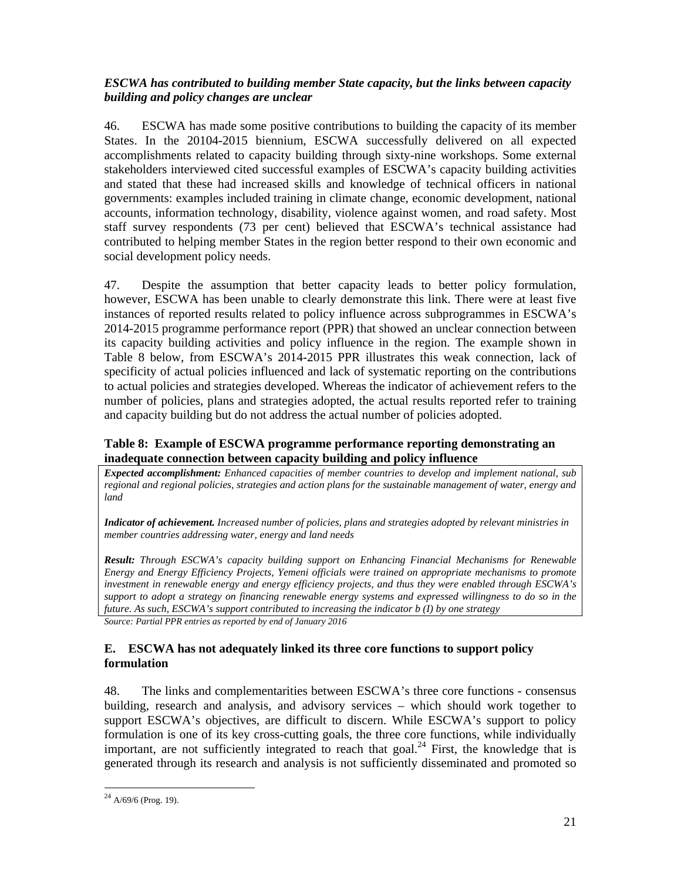***ESCWA has contributed to building member State capacity, but the links between capacity building and policy changes are unclear***

46. ESCWA has made some positive contributions to building the capacity of its member States. In the 20104-2015 biennium, ESCWA successfully delivered on all expected accomplishments related to capacity building through sixty-nine workshops. Some external stakeholders interviewed cited successful examples of ESCWA's capacity building activities and stated that these had increased skills and knowledge of technical officers in national governments: examples included training in climate change, economic development, national accounts, information technology, disability, violence against women, and road safety. Most staff survey respondents (73 per cent) believed that ESCWA's technical assistance had contributed to helping member States in the region better respond to their own economic and social development policy needs.

47. Despite the assumption that better capacity leads to better policy formulation, however, ESCWA has been unable to clearly demonstrate this link. There were at least five instances of reported results related to policy influence across subprogrammes in ESCWA's 2014-2015 programme performance report (PPR) that showed an unclear connection between its capacity building activities and policy influence in the region. The example shown in Table 8 below, from ESCWA's 2014-2015 PPR illustrates this weak connection, lack of specificity of actual policies influenced and lack of systematic reporting on the contributions to actual policies and strategies developed. Whereas the indicator of achievement refers to the number of policies, plans and strategies adopted, the actual results reported refer to training and capacity building but do not address the actual number of policies adopted.

**Table 8: Example of ESCWA programme performance reporting demonstrating an inadequate connection between capacity building and policy influence**

| |
|---|
| ***Expected accomplishment:*** *Enhanced capacities of member countries to develop and implement national, sub regional and regional policies, strategies and action plans for the sustainable management of water, energy and land* |
| ***Indicator of achievement.*** *Increased number of policies, plans and strategies adopted by relevant ministries in member countries addressing water, energy and land needs* |
| ***Result:*** *Through ESCWA's capacity building support on Enhancing Financial Mechanisms for Renewable Energy and Energy Efficiency Projects, Yemeni officials were trained on appropriate mechanisms to promote investment in renewable energy and energy efficiency projects, and thus they were enabled through ESCWA's support to adopt a strategy on financing renewable energy systems and expressed willingness to do so in the future. As such, ESCWA's support contributed to increasing the indicator b (I) by one strategy* |

*Source: Partial PPR entries as reported by end of January 2016*

## E. ESCWA has not adequately linked its three core functions to support policy formulation

48. The links and complementarities between ESCWA's three core functions - consensus building, research and analysis, and advisory services – which should work together to support ESCWA's objectives, are difficult to discern. While ESCWA's support to policy formulation is one of its key cross-cutting goals, the three core functions, while individually important, are not sufficiently integrated to reach that goal.[24] First, the knowledge that is generated through its research and analysis is not sufficiently disseminated and promoted so

[24] A/69/6 (Prog. 19).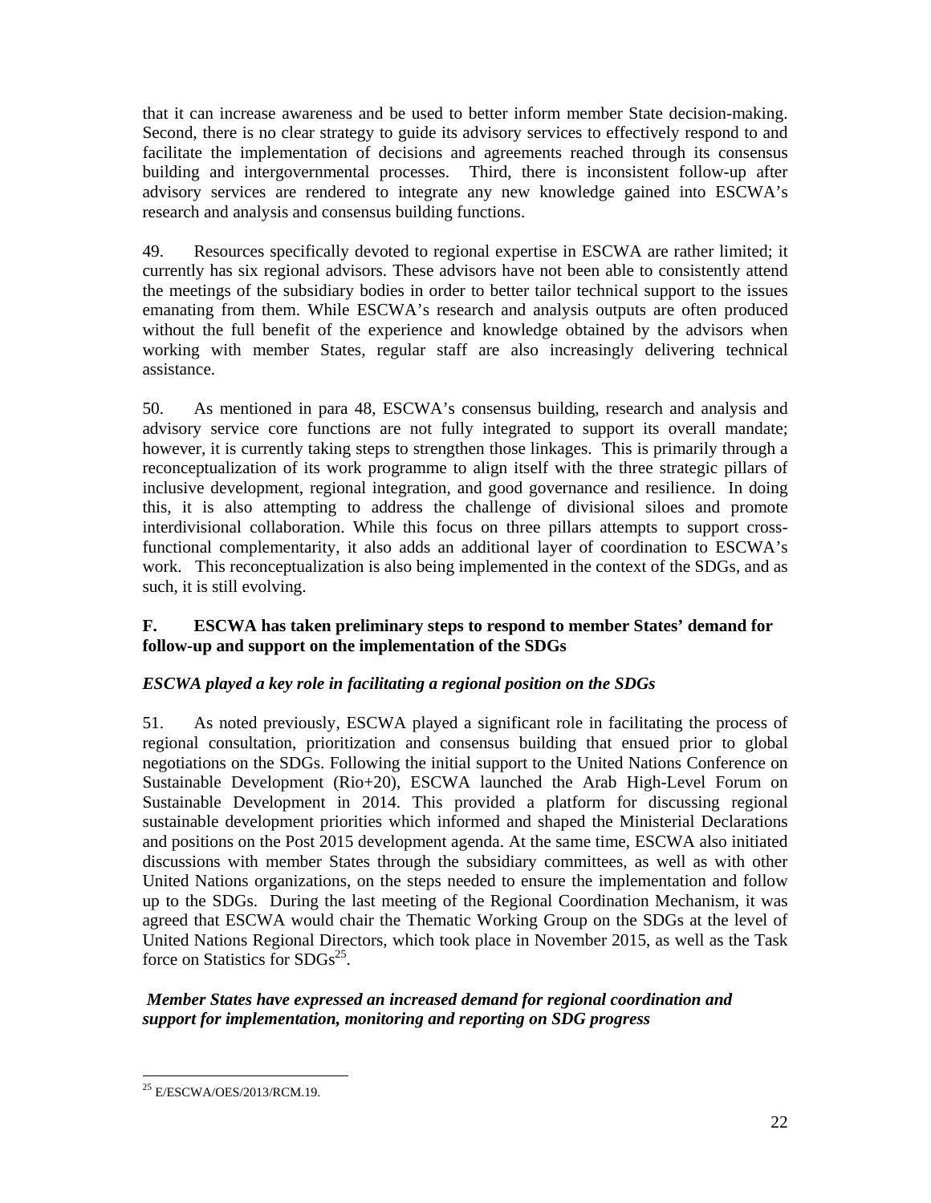that it can increase awareness and be used to better inform member State decision-making. Second, there is no clear strategy to guide its advisory services to effectively respond to and facilitate the implementation of decisions and agreements reached through its consensus building and intergovernmental processes. Third, there is inconsistent follow-up after advisory services are rendered to integrate any new knowledge gained into ESCWA's research and analysis and consensus building functions.

49. Resources specifically devoted to regional expertise in ESCWA are rather limited; it currently has six regional advisors. These advisors have not been able to consistently attend the meetings of the subsidiary bodies in order to better tailor technical support to the issues emanating from them. While ESCWA's research and analysis outputs are often produced without the full benefit of the experience and knowledge obtained by the advisors when working with member States, regular staff are also increasingly delivering technical assistance.

50. As mentioned in para 48, ESCWA's consensus building, research and analysis and advisory service core functions are not fully integrated to support its overall mandate; however, it is currently taking steps to strengthen those linkages. This is primarily through a reconceptualization of its work programme to align itself with the three strategic pillars of inclusive development, regional integration, and good governance and resilience. In doing this, it is also attempting to address the challenge of divisional siloes and promote interdivisional collaboration. While this focus on three pillars attempts to support cross-functional complementarity, it also adds an additional layer of coordination to ESCWA's work. This reconceptualization is also being implemented in the context of the SDGs, and as such, it is still evolving.

### F. ESCWA has taken preliminary steps to respond to member States' demand for follow-up and support on the implementation of the SDGs

*ESCWA played a key role in facilitating a regional position on the SDGs*

51. As noted previously, ESCWA played a significant role in facilitating the process of regional consultation, prioritization and consensus building that ensued prior to global negotiations on the SDGs. Following the initial support to the United Nations Conference on Sustainable Development (Rio+20), ESCWA launched the Arab High-Level Forum on Sustainable Development in 2014. This provided a platform for discussing regional sustainable development priorities which informed and shaped the Ministerial Declarations and positions on the Post 2015 development agenda. At the same time, ESCWA also initiated discussions with member States through the subsidiary committees, as well as with other United Nations organizations, on the steps needed to ensure the implementation and follow up to the SDGs. During the last meeting of the Regional Coordination Mechanism, it was agreed that ESCWA would chair the Thematic Working Group on the SDGs at the level of United Nations Regional Directors, which took place in November 2015, as well as the Task force on Statistics for SDGs[25].

***Member States have expressed an increased demand for regional coordination and support for implementation, monitoring and reporting on SDG progress***

---

[25] E/ESCWA/OES/2013/RCM.19.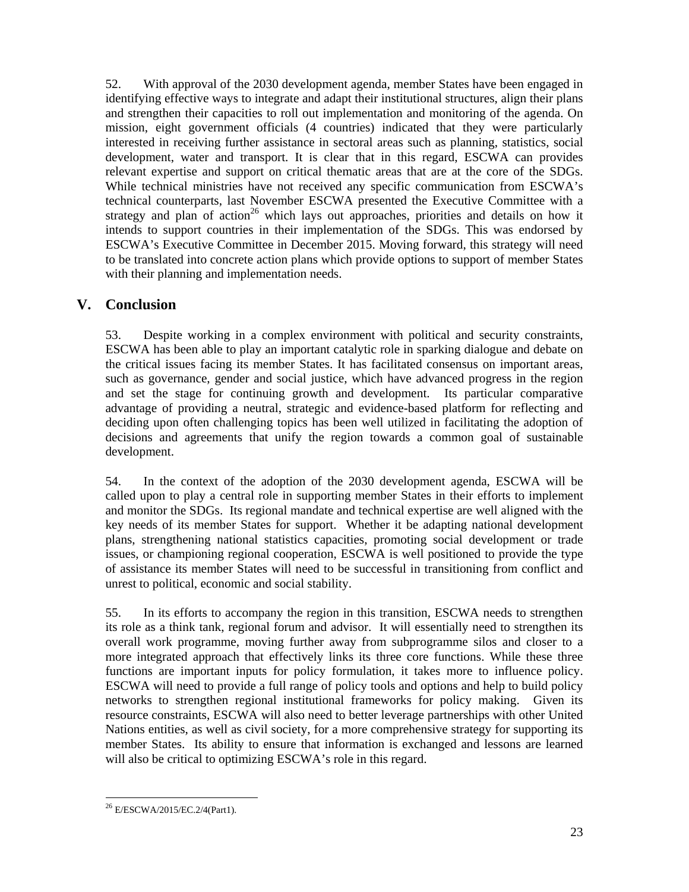52. With approval of the 2030 development agenda, member States have been engaged in identifying effective ways to integrate and adapt their institutional structures, align their plans and strengthen their capacities to roll out implementation and monitoring of the agenda. On mission, eight government officials (4 countries) indicated that they were particularly interested in receiving further assistance in sectoral areas such as planning, statistics, social development, water and transport. It is clear that in this regard, ESCWA can provides relevant expertise and support on critical thematic areas that are at the core of the SDGs. While technical ministries have not received any specific communication from ESCWA's technical counterparts, last November ESCWA presented the Executive Committee with a strategy and plan of action[26] which lays out approaches, priorities and details on how it intends to support countries in their implementation of the SDGs. This was endorsed by ESCWA's Executive Committee in December 2015. Moving forward, this strategy will need to be translated into concrete action plans which provide options to support of member States with their planning and implementation needs.

## V. Conclusion

53. Despite working in a complex environment with political and security constraints, ESCWA has been able to play an important catalytic role in sparking dialogue and debate on the critical issues facing its member States. It has facilitated consensus on important areas, such as governance, gender and social justice, which have advanced progress in the region and set the stage for continuing growth and development. Its particular comparative advantage of providing a neutral, strategic and evidence-based platform for reflecting and deciding upon often challenging topics has been well utilized in facilitating the adoption of decisions and agreements that unify the region towards a common goal of sustainable development.

54. In the context of the adoption of the 2030 development agenda, ESCWA will be called upon to play a central role in supporting member States in their efforts to implement and monitor the SDGs. Its regional mandate and technical expertise are well aligned with the key needs of its member States for support. Whether it be adapting national development plans, strengthening national statistics capacities, promoting social development or trade issues, or championing regional cooperation, ESCWA is well positioned to provide the type of assistance its member States will need to be successful in transitioning from conflict and unrest to political, economic and social stability.

55. In its efforts to accompany the region in this transition, ESCWA needs to strengthen its role as a think tank, regional forum and advisor. It will essentially need to strengthen its overall work programme, moving further away from subprogramme silos and closer to a more integrated approach that effectively links its three core functions. While these three functions are important inputs for policy formulation, it takes more to influence policy. ESCWA will need to provide a full range of policy tools and options and help to build policy networks to strengthen regional institutional frameworks for policy making. Given its resource constraints, ESCWA will also need to better leverage partnerships with other United Nations entities, as well as civil society, for a more comprehensive strategy for supporting its member States. Its ability to ensure that information is exchanged and lessons are learned will also be critical to optimizing ESCWA's role in this regard.

[26] E/ESCWA/2015/EC.2/4(Part1).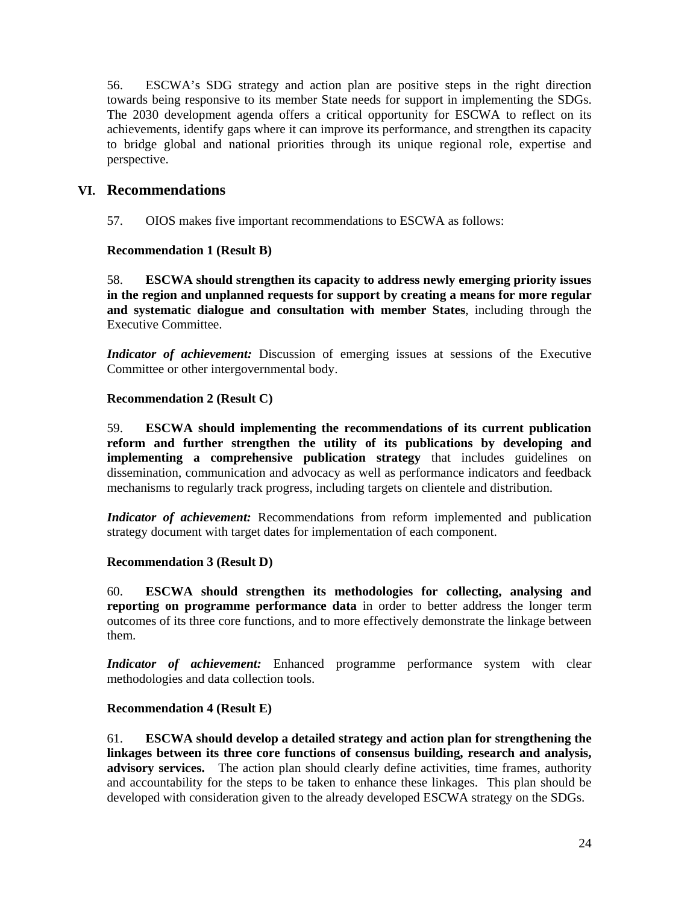56. ESCWA's SDG strategy and action plan are positive steps in the right direction towards being responsive to its member State needs for support in implementing the SDGs. The 2030 development agenda offers a critical opportunity for ESCWA to reflect on its achievements, identify gaps where it can improve its performance, and strengthen its capacity to bridge global and national priorities through its unique regional role, expertise and perspective.

## VI. Recommendations

57. OIOS makes five important recommendations to ESCWA as follows:

**Recommendation 1 (Result B)**

58. **ESCWA should strengthen its capacity to address newly emerging priority issues in the region and unplanned requests for support by creating a means for more regular and systematic dialogue and consultation with member States**, including through the Executive Committee.

***Indicator of achievement:*** Discussion of emerging issues at sessions of the Executive Committee or other intergovernmental body.

**Recommendation 2 (Result C)**

59. **ESCWA should implementing the recommendations of its current publication reform and further strengthen the utility of its publications by developing and implementing a comprehensive publication strategy** that includes guidelines on dissemination, communication and advocacy as well as performance indicators and feedback mechanisms to regularly track progress, including targets on clientele and distribution.

***Indicator of achievement:*** Recommendations from reform implemented and publication strategy document with target dates for implementation of each component.

**Recommendation 3 (Result D)**

60. **ESCWA should strengthen its methodologies for collecting, analysing and reporting on programme performance data** in order to better address the longer term outcomes of its three core functions, and to more effectively demonstrate the linkage between them.

***Indicator of achievement:*** Enhanced programme performance system with clear methodologies and data collection tools.

**Recommendation 4 (Result E)**

61. **ESCWA should develop a detailed strategy and action plan for strengthening the linkages between its three core functions of consensus building, research and analysis, advisory services.** The action plan should clearly define activities, time frames, authority and accountability for the steps to be taken to enhance these linkages. This plan should be developed with consideration given to the already developed ESCWA strategy on the SDGs.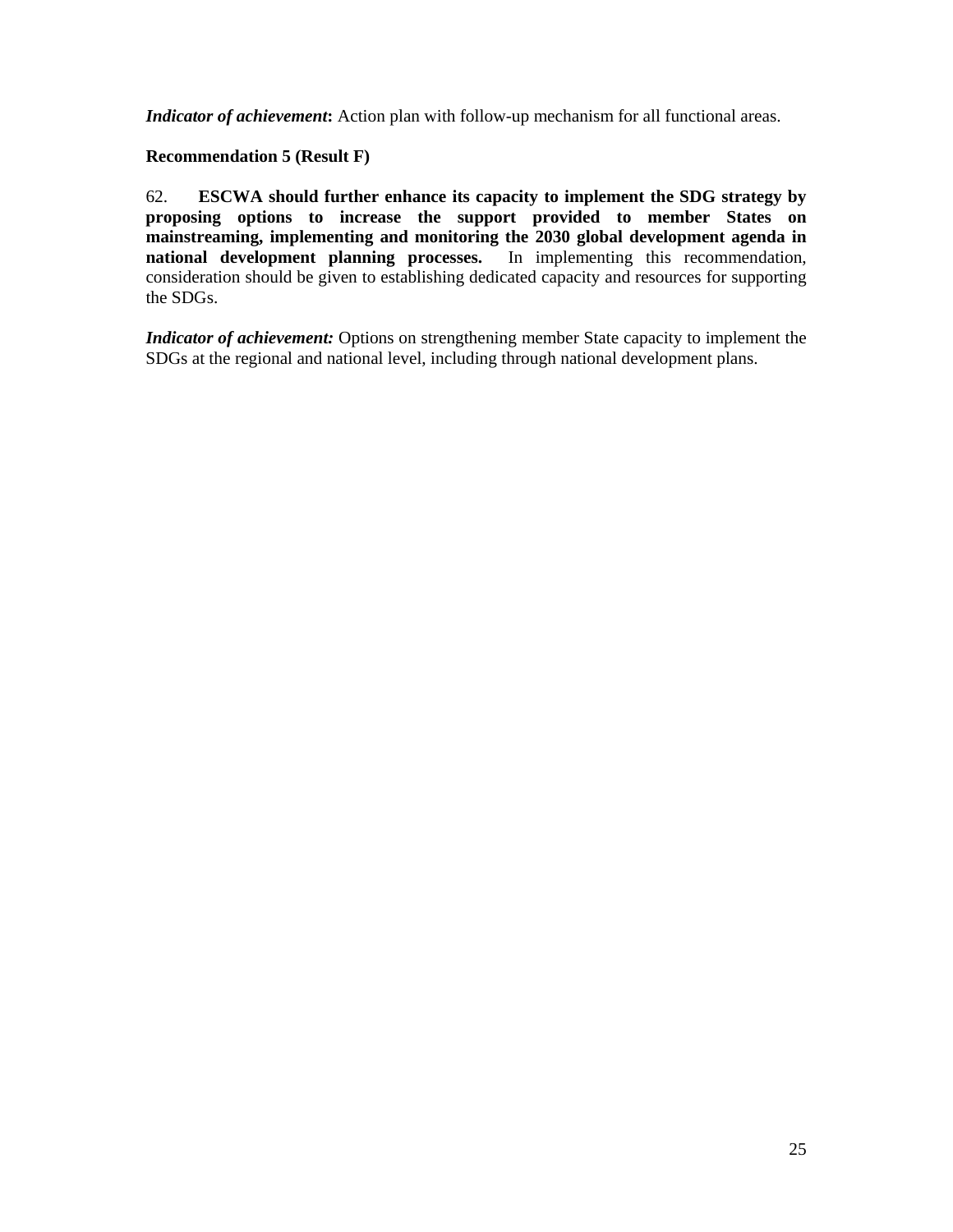***Indicator of achievement*:** Action plan with follow-up mechanism for all functional areas.

**Recommendation 5 (Result F)**

62. **ESCWA should further enhance its capacity to implement the SDG strategy by proposing options to increase the support provided to member States on mainstreaming, implementing and monitoring the 2030 global development agenda in national development planning processes.** In implementing this recommendation, consideration should be given to establishing dedicated capacity and resources for supporting the SDGs.

***Indicator of achievement:*** Options on strengthening member State capacity to implement the SDGs at the regional and national level, including through national development plans.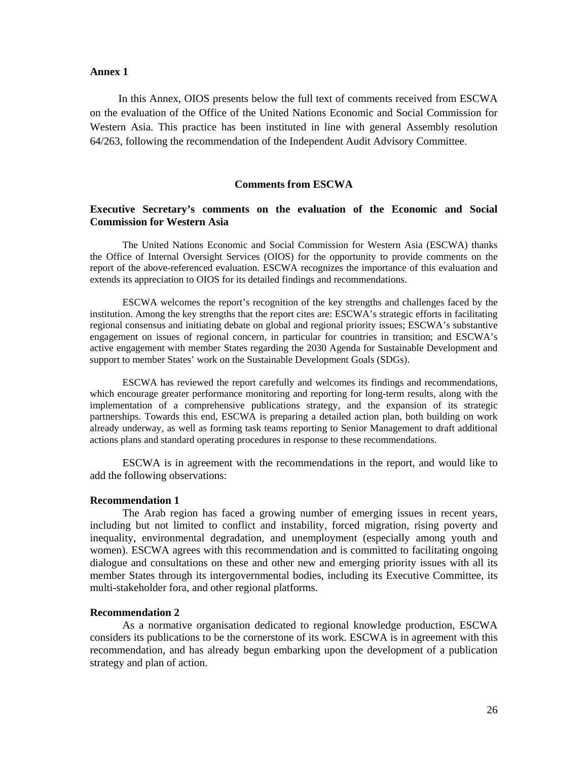**Annex 1**

In this Annex, OIOS presents below the full text of comments received from ESCWA on the evaluation of the Office of the United Nations Economic and Social Commission for Western Asia. This practice has been instituted in line with general Assembly resolution 64/263, following the recommendation of the Independent Audit Advisory Committee.

**Comments from ESCWA**

**Executive Secretary's comments on the evaluation of the Economic and Social Commission for Western Asia**

The United Nations Economic and Social Commission for Western Asia (ESCWA) thanks the Office of Internal Oversight Services (OIOS) for the opportunity to provide comments on the report of the above-referenced evaluation. ESCWA recognizes the importance of this evaluation and extends its appreciation to OIOS for its detailed findings and recommendations.

ESCWA welcomes the report's recognition of the key strengths and challenges faced by the institution. Among the key strengths that the report cites are: ESCWA's strategic efforts in facilitating regional consensus and initiating debate on global and regional priority issues; ESCWA's substantive engagement on issues of regional concern, in particular for countries in transition; and ESCWA's active engagement with member States regarding the 2030 Agenda for Sustainable Development and support to member States' work on the Sustainable Development Goals (SDGs).

ESCWA has reviewed the report carefully and welcomes its findings and recommendations, which encourage greater performance monitoring and reporting for long-term results, along with the implementation of a comprehensive publications strategy, and the expansion of its strategic partnerships. Towards this end, ESCWA is preparing a detailed action plan, both building on work already underway, as well as forming task teams reporting to Senior Management to draft additional actions plans and standard operating procedures in response to these recommendations.

ESCWA is in agreement with the recommendations in the report, and would like to add the following observations:

**Recommendation 1**

The Arab region has faced a growing number of emerging issues in recent years, including but not limited to conflict and instability, forced migration, rising poverty and inequality, environmental degradation, and unemployment (especially among youth and women). ESCWA agrees with this recommendation and is committed to facilitating ongoing dialogue and consultations on these and other new and emerging priority issues with all its member States through its intergovernmental bodies, including its Executive Committee, its multi-stakeholder fora, and other regional platforms.

**Recommendation 2**

As a normative organisation dedicated to regional knowledge production, ESCWA considers its publications to be the cornerstone of its work. ESCWA is in agreement with this recommendation, and has already begun embarking upon the development of a publication strategy and plan of action.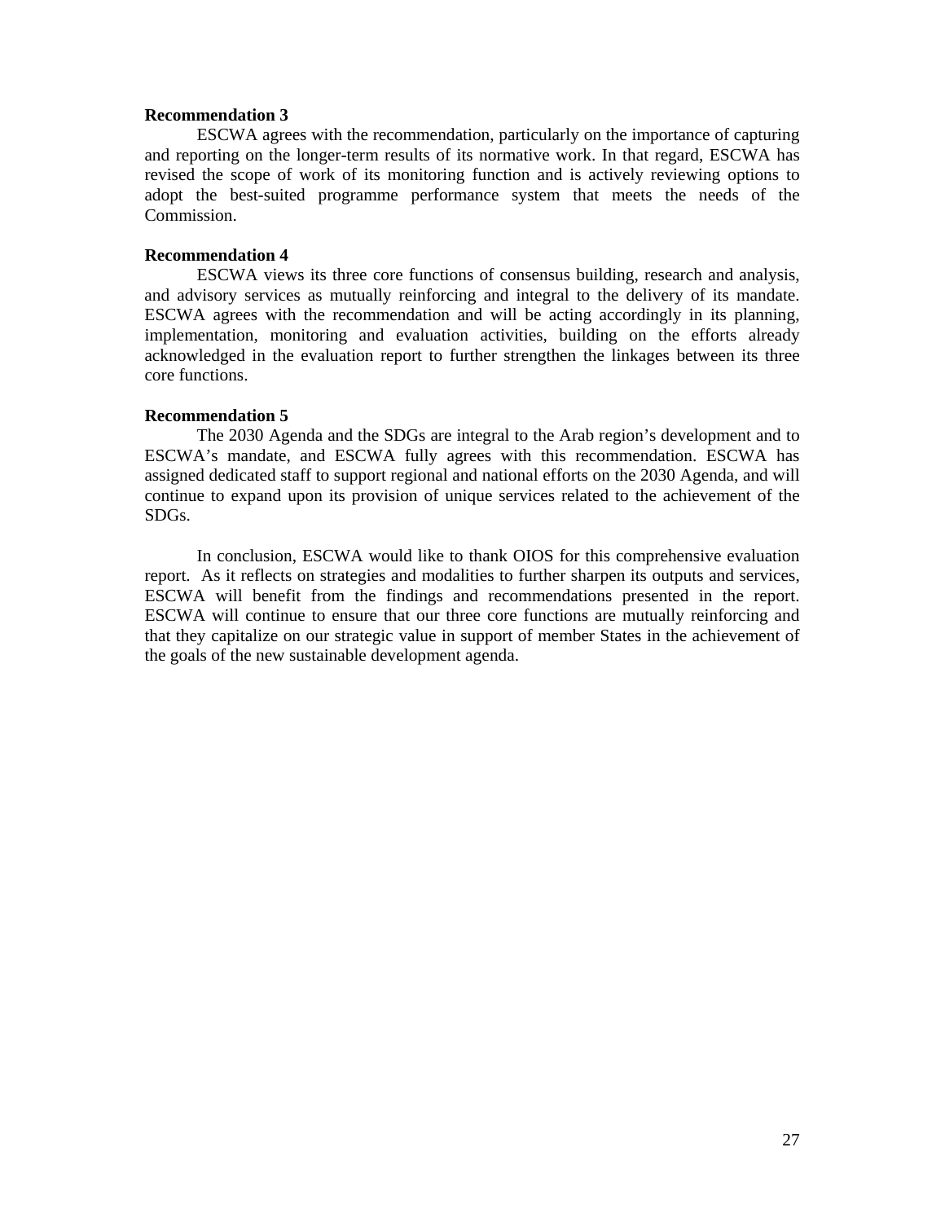**Recommendation 3**

ESCWA agrees with the recommendation, particularly on the importance of capturing and reporting on the longer-term results of its normative work. In that regard, ESCWA has revised the scope of work of its monitoring function and is actively reviewing options to adopt the best-suited programme performance system that meets the needs of the Commission.

**Recommendation 4**

ESCWA views its three core functions of consensus building, research and analysis, and advisory services as mutually reinforcing and integral to the delivery of its mandate. ESCWA agrees with the recommendation and will be acting accordingly in its planning, implementation, monitoring and evaluation activities, building on the efforts already acknowledged in the evaluation report to further strengthen the linkages between its three core functions.

**Recommendation 5**

The 2030 Agenda and the SDGs are integral to the Arab region's development and to ESCWA's mandate, and ESCWA fully agrees with this recommendation. ESCWA has assigned dedicated staff to support regional and national efforts on the 2030 Agenda, and will continue to expand upon its provision of unique services related to the achievement of the SDGs.

In conclusion, ESCWA would like to thank OIOS for this comprehensive evaluation report. As it reflects on strategies and modalities to further sharpen its outputs and services, ESCWA will benefit from the findings and recommendations presented in the report. ESCWA will continue to ensure that our three core functions are mutually reinforcing and that they capitalize on our strategic value in support of member States in the achievement of the goals of the new sustainable development agenda.